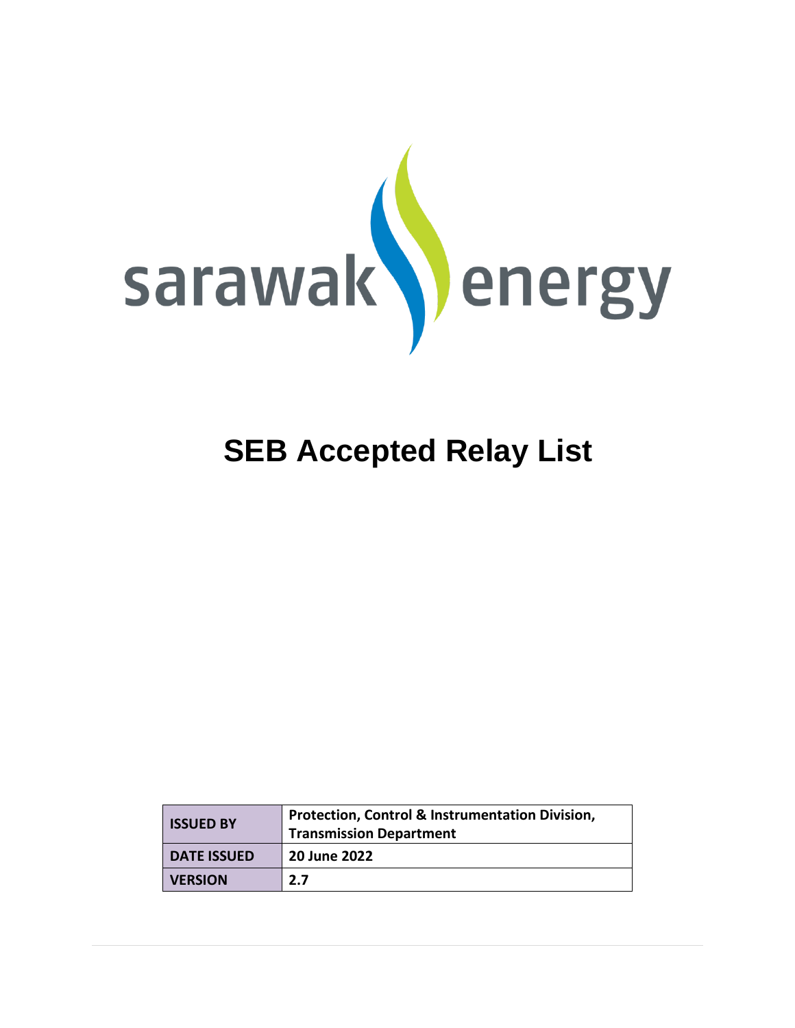sarawak energy

# SEB Accepted Relay List

| ISSUED BY | Protection, Control & Instrumentation Division, Transmission Department |
|---|---|
| DATE ISSUED | 20 June 2022 |
| VERSION | 2.7 |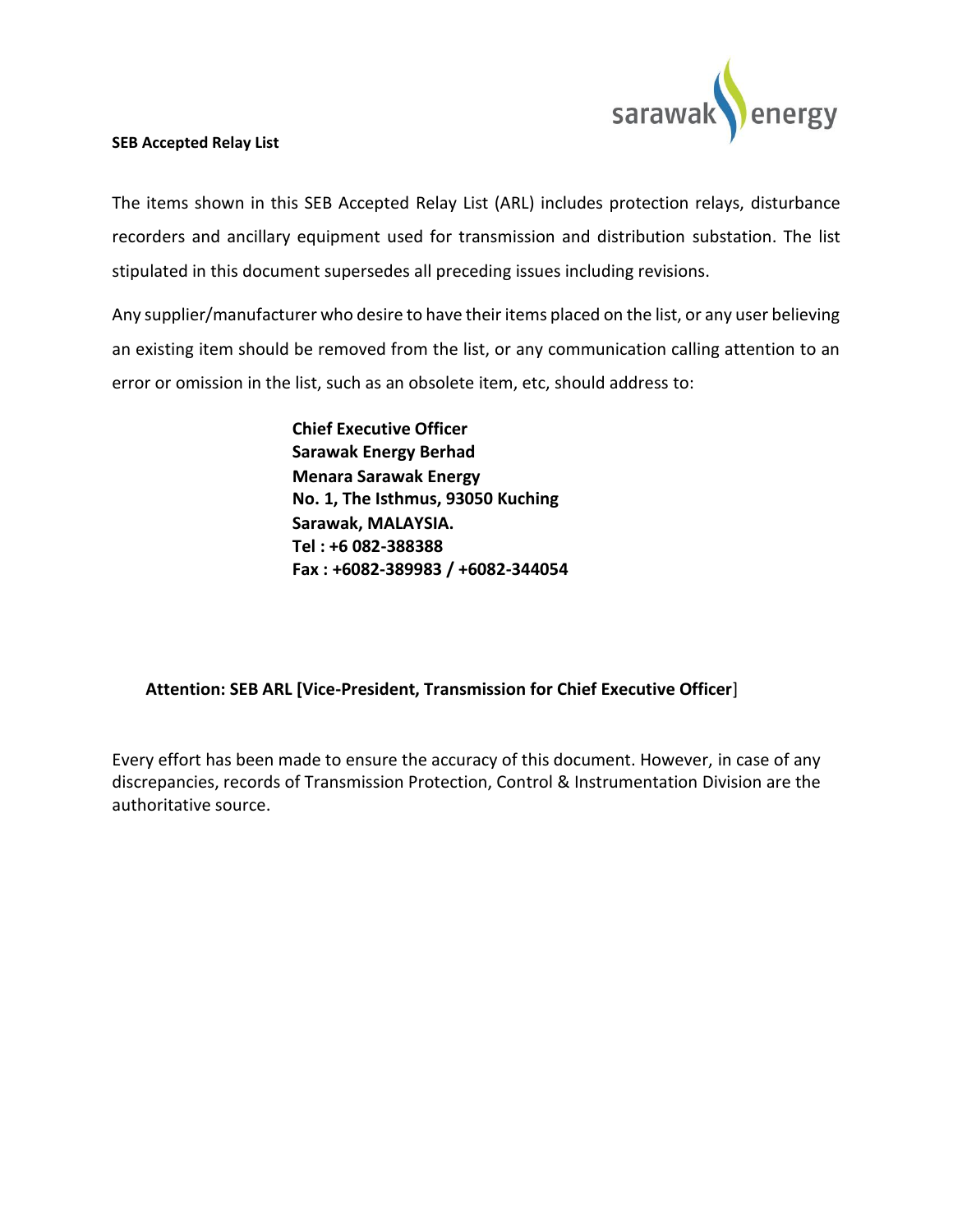**SEB Accepted Relay List**

The items shown in this SEB Accepted Relay List (ARL) includes protection relays, disturbance recorders and ancillary equipment used for transmission and distribution substation. The list stipulated in this document supersedes all preceding issues including revisions.

Any supplier/manufacturer who desire to have their items placed on the list, or any user believing an existing item should be removed from the list, or any communication calling attention to an error or omission in the list, such as an obsolete item, etc, should address to:

**Chief Executive Officer**
**Sarawak Energy Berhad**
**Menara Sarawak Energy**
**No. 1, The Isthmus, 93050 Kuching**
**Sarawak, MALAYSIA.**
**Tel : +6 082-388388**
**Fax : +6082-389983 / +6082-344054**

**Attention: SEB ARL [Vice-President, Transmission for Chief Executive Officer**]

Every effort has been made to ensure the accuracy of this document. However, in case of any discrepancies, records of Transmission Protection, Control & Instrumentation Division are the authoritative source.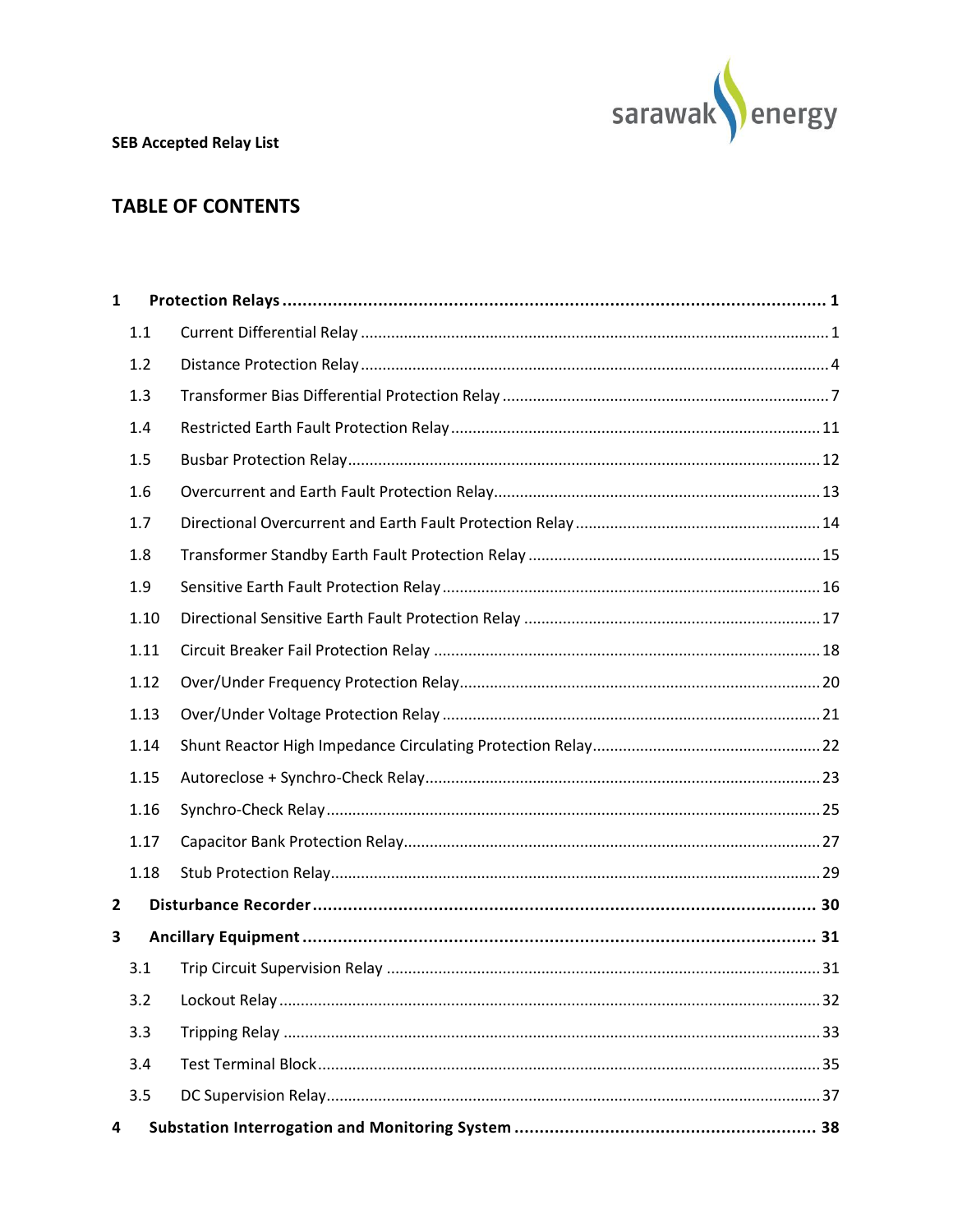**SEB Accepted Relay List**

# TABLE OF CONTENTS

| | | |
|---|---|---|
| **1** | **Protection Relays** | **1** |
| 1.1 | Current Differential Relay | 1 |
| 1.2 | Distance Protection Relay | 4 |
| 1.3 | Transformer Bias Differential Protection Relay | 7 |
| 1.4 | Restricted Earth Fault Protection Relay | 11 |
| 1.5 | Busbar Protection Relay | 12 |
| 1.6 | Overcurrent and Earth Fault Protection Relay | 13 |
| 1.7 | Directional Overcurrent and Earth Fault Protection Relay | 14 |
| 1.8 | Transformer Standby Earth Fault Protection Relay | 15 |
| 1.9 | Sensitive Earth Fault Protection Relay | 16 |
| 1.10 | Directional Sensitive Earth Fault Protection Relay | 17 |
| 1.11 | Circuit Breaker Fail Protection Relay | 18 |
| 1.12 | Over/Under Frequency Protection Relay | 20 |
| 1.13 | Over/Under Voltage Protection Relay | 21 |
| 1.14 | Shunt Reactor High Impedance Circulating Protection Relay | 22 |
| 1.15 | Autoreclose + Synchro-Check Relay | 23 |
| 1.16 | Synchro-Check Relay | 25 |
| 1.17 | Capacitor Bank Protection Relay | 27 |
| 1.18 | Stub Protection Relay | 29 |
| **2** | **Disturbance Recorder** | **30** |
| **3** | **Ancillary Equipment** | **31** |
| 3.1 | Trip Circuit Supervision Relay | 31 |
| 3.2 | Lockout Relay | 32 |
| 3.3 | Tripping Relay | 33 |
| 3.4 | Test Terminal Block | 35 |
| 3.5 | DC Supervision Relay | 37 |
| **4** | **Substation Interrogation and Monitoring System** | **38** |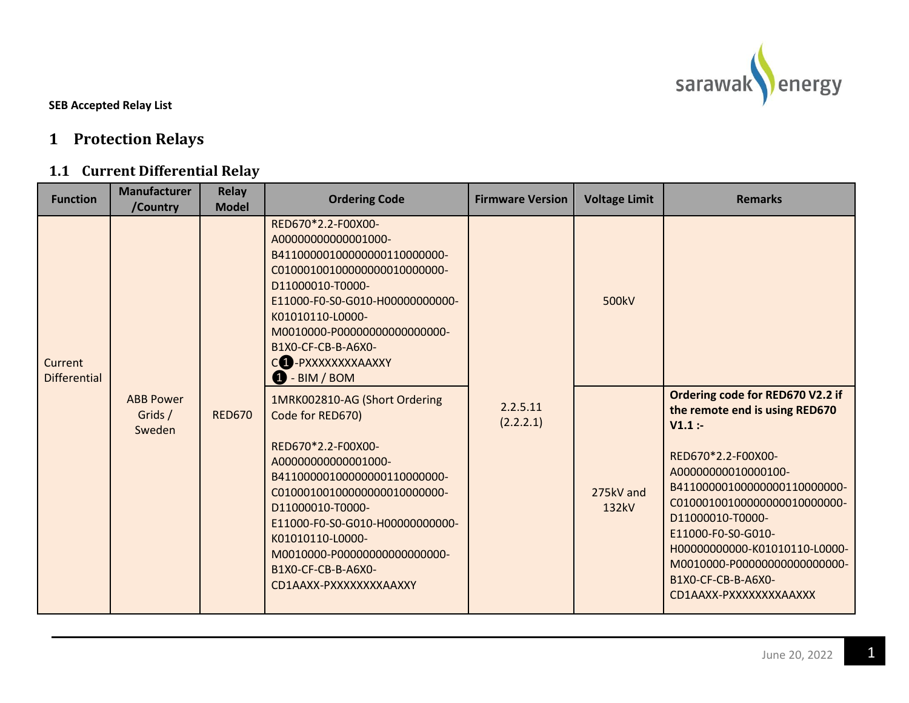**SEB Accepted Relay List**

# 1 Protection Relays

## 1.1 Current Differential Relay

| Function | Manufacturer /Country | Relay Model | Ordering Code | Firmware Version | Voltage Limit | Remarks |
|---|---|---|---|---|---|---|
| Current Differential | ABB Power Grids / Sweden | RED670 | RED670*2.2-F00X00-A00000000000001000-B411000001000000001100000000-C010001001000000000100000000-D11000010-T0000-E11000-F0-S0-G010-H00000000000-K01010110-L0000-M0010000-P00000000000000000-B1X0-CF-CB-B-A6X0-C❶-PXXXXXXXXAAXXY<br>❶ - BIM / BOM | 2.2.5.11 (2.2.2.1) | 500kV | |
| | | | 1MRK002810-AG (Short Ordering Code for RED670)<br><br>RED670*2.2-F00X00-A00000000000001000-B411000001000000001100000000-C010001001000000000100000000-D11000010-T0000-E11000-F0-S0-G010-H00000000000-K01010110-L0000-M0010000-P00000000000000000-B1X0-CF-CB-B-A6X0-CD1AAXX-PXXXXXXXXAAXXY | | 275kV and 132kV | **Ordering code for RED670 V2.2 if the remote end is using RED670 V1.1 :-**<br><br>RED670*2.2-F00X00-A00000000010000100-B411000001000000001100000000-C010001001000000000100000000-D11000010-T0000-E11000-F0-S0-G010-H00000000000-K01010110-L0000-M0010000-P00000000000000000-B1X0-CF-CB-B-A6X0-CD1AAXX-PXXXXXXXXAAXXX |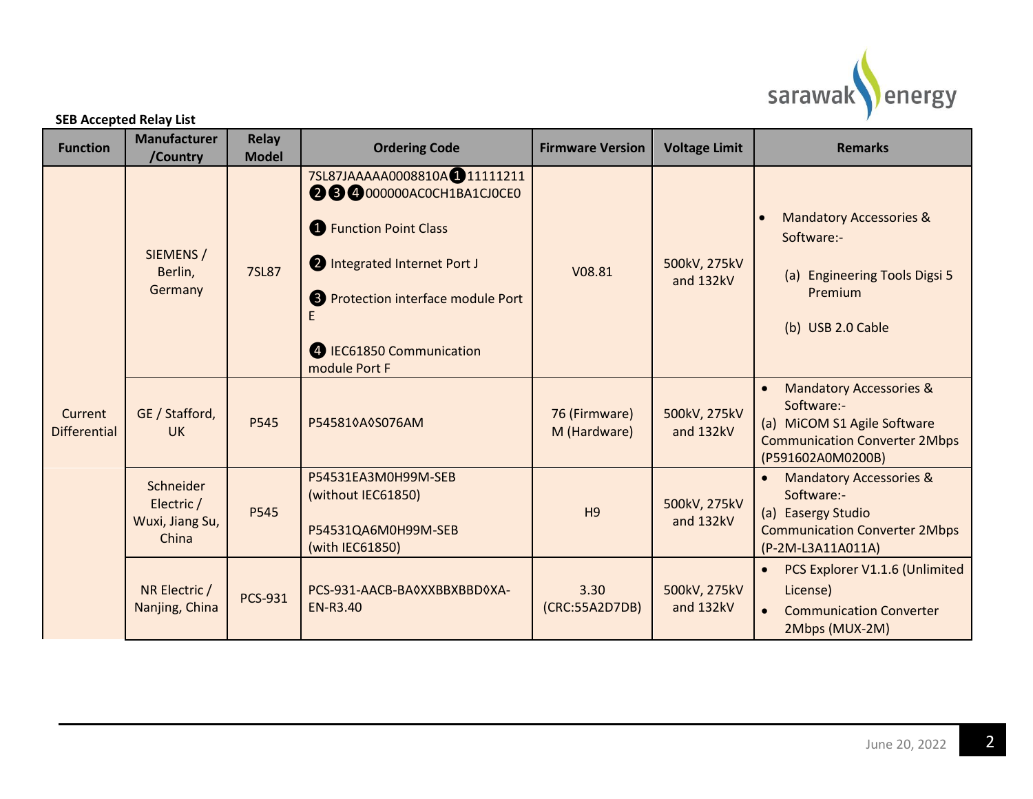**SEB Accepted Relay List**

| Function | Manufacturer /Country | Relay Model | Ordering Code | Firmware Version | Voltage Limit | Remarks |
|---|---|---|---|---|---|---|
| Current Differential | SIEMENS / Berlin, Germany | 7SL87 | 7SL87JAAAAA0008810A❶11111211❷❸❹000000AC0CH1BA1CJ0CE0<br><br>❶ Function Point Class<br><br>❷ Integrated Internet Port J<br><br>❸ Protection interface module Port E<br><br>❹ IEC61850 Communication module Port F | V08.81 | 500kV, 275kV and 132kV | • Mandatory Accessories & Software:-<br><br>(a) Engineering Tools Digsi 5 Premium<br><br>(b) USB 2.0 Cable |
| | GE / Stafford, UK | P545 | P545810◊A◊S076AM | 76 (Firmware)<br>M (Hardware) | 500kV, 275kV and 132kV | • Mandatory Accessories & Software:-<br>(a) MiCOM S1 Agile Software Communication Converter 2Mbps (P591602A0M0200B) |
| | Schneider Electric / Wuxi, Jiang Su, China | P545 | P54531EA3M0H99M-SEB (without IEC61850)<br><br>P54531QA6M0H99M-SEB (with IEC61850) | H9 | 500kV, 275kV and 132kV | • Mandatory Accessories & Software:-<br>(a) Easergy Studio Communication Converter 2Mbps (P-2M-L3A11A011A) |
| | NR Electric / Nanjing, China | PCS-931 | PCS-931-AACB-BA◊XXBBXBBD◊XA-EN-R3.40 | 3.30<br>(CRC:55A2D7DB) | 500kV, 275kV and 132kV | • PCS Explorer V1.1.6 (Unlimited License)<br>• Communication Converter 2Mbps (MUX-2M) |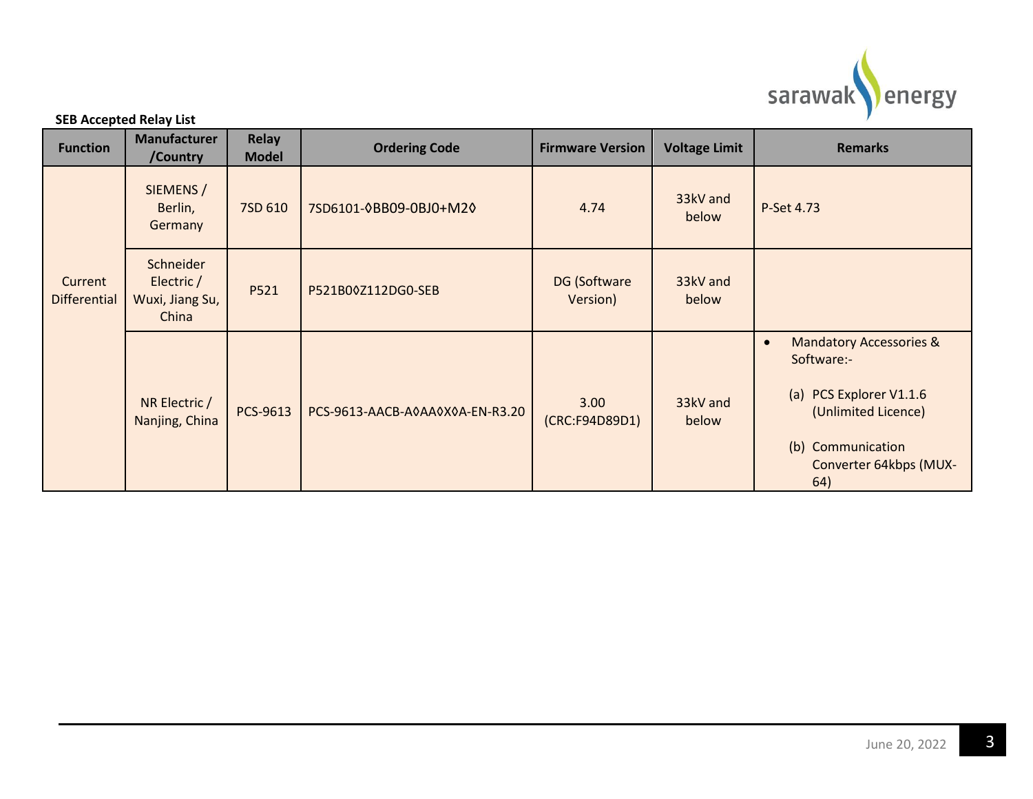**SEB Accepted Relay List**

| Function | Manufacturer /Country | Relay Model | Ordering Code | Firmware Version | Voltage Limit | Remarks |
|---|---|---|---|---|---|---|
| Current Differential | SIEMENS / Berlin, Germany | 7SD 610 | 7SD6101-◊BB09-0BJ0+M2◊ | 4.74 | 33kV and below | P-Set 4.73 |
| | Schneider Electric / Wuxi, Jiang Su, China | P521 | P521B0◊Z112DG0-SEB | DG (Software Version) | 33kV and below | |
| | NR Electric / Nanjing, China | PCS-9613 | PCS-9613-AACB-A◊AA◊X◊A-EN-R3.20 | 3.00 (CRC:F94D89D1) | 33kV and below | • Mandatory Accessories & Software:- (a) PCS Explorer V1.1.6 (Unlimited Licence) (b) Communication Converter 64kbps (MUX-64) |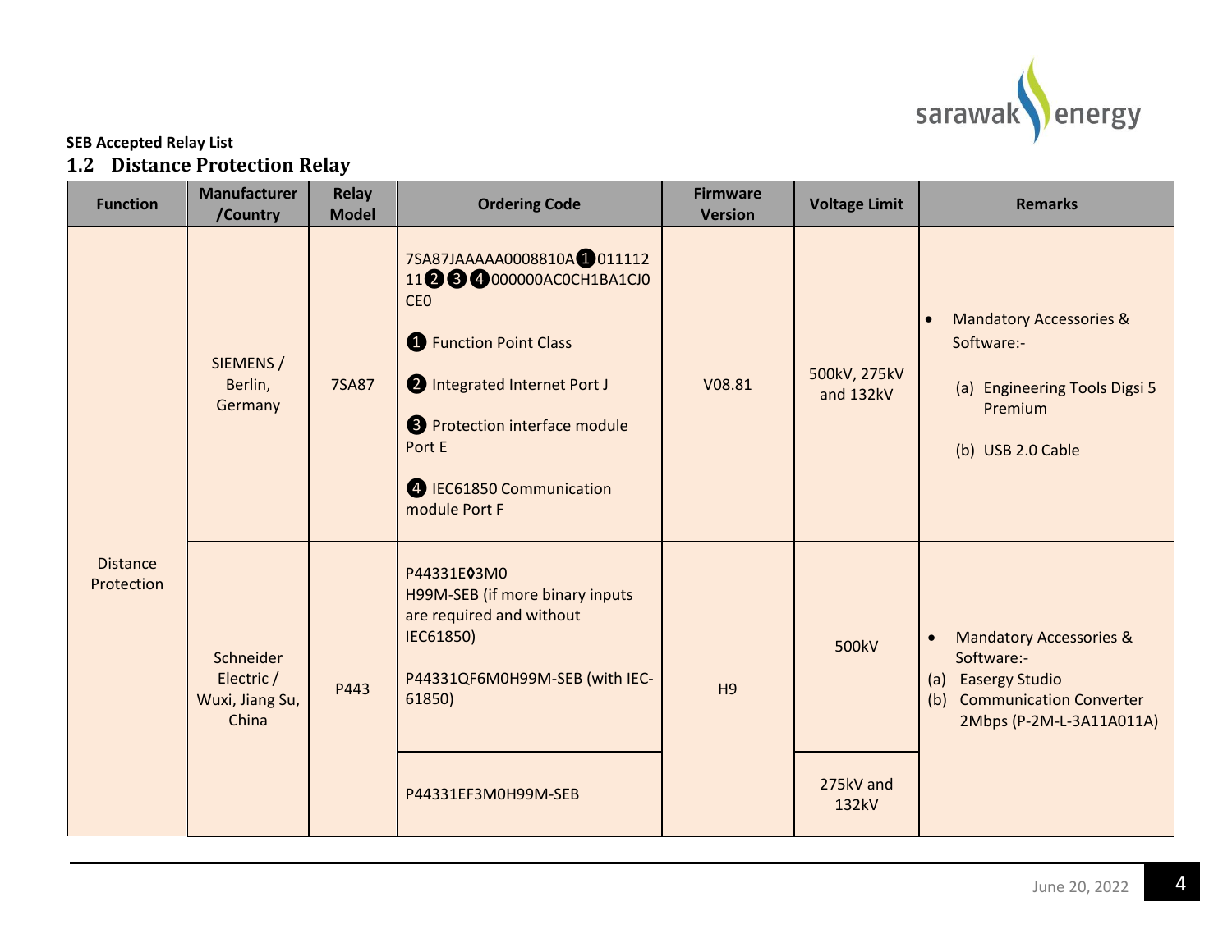**SEB Accepted Relay List**

## 1.2 Distance Protection Relay

| Function | Manufacturer /Country | Relay Model | Ordering Code | Firmware Version | Voltage Limit | Remarks |
|---|---|---|---|---|---|---|
| Distance Protection | SIEMENS / Berlin, Germany | 7SA87 | 7SA87JAAAAA0008810A❶011112 11❷❸❹000000AC0CH1BA1CJ0 CE0<br><br>❶ Function Point Class<br><br>❷ Integrated Internet Port J<br><br>❸ Protection interface module Port E<br><br>❹ IEC61850 Communication module Port F | V08.81 | 500kV, 275kV and 132kV | • Mandatory Accessories & Software:-<br>(a) Engineering Tools Digsi 5 Premium<br>(b) USB 2.0 Cable |
| | Schneider Electric / Wuxi, Jiang Su, China | P443 | P44331E◊3M0 H99M-SEB (if more binary inputs are required and without IEC61850)<br><br>P44331QF6M0H99M-SEB (with IEC-61850) | H9 | 500kV | • Mandatory Accessories & Software:-<br>(a) Easergy Studio<br>(b) Communication Converter 2Mbps (P-2M-L-3A11A011A) |
| | | | P44331EF3M0H99M-SEB | | 275kV and 132kV | |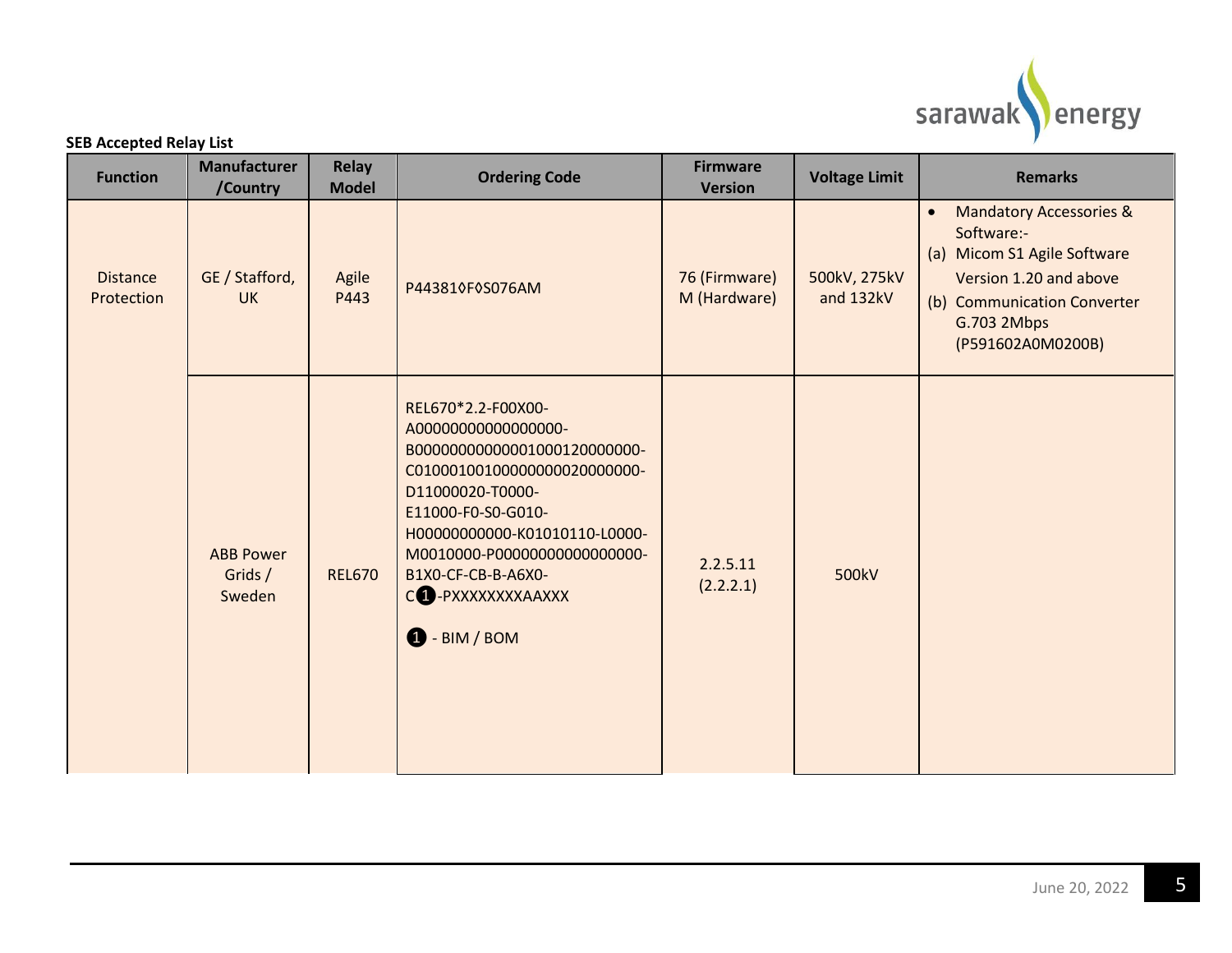**SEB Accepted Relay List**

| Function | Manufacturer /Country | Relay Model | Ordering Code | Firmware Version | Voltage Limit | Remarks |
|---|---|---|---|---|---|---|
| Distance Protection | GE / Stafford, UK | Agile P443 | P44381◊F◊S076AM | 76 (Firmware)<br>M (Hardware) | 500kV, 275kV and 132kV | • Mandatory Accessories & Software:-<br>(a) Micom S1 Agile Software Version 1.20 and above<br>(b) Communication Converter G.703 2Mbps (P591602A0M0200B) |
| | ABB Power Grids / Sweden | REL670 | REL670*2.2-F00X00-A00000000000000000-B000000000000001000120000000-C010001001000000000020000000-D11000020-T0000-E11000-F0-S0-G010-H00000000000-K01010110-L0000-M0010000-P00000000000000000-B1X0-CF-CB-B-A6X0-C❶-PXXXXXXXXAAXXX<br><br>❶ - BIM / BOM | 2.2.5.11<br>(2.2.2.1) | 500kV | |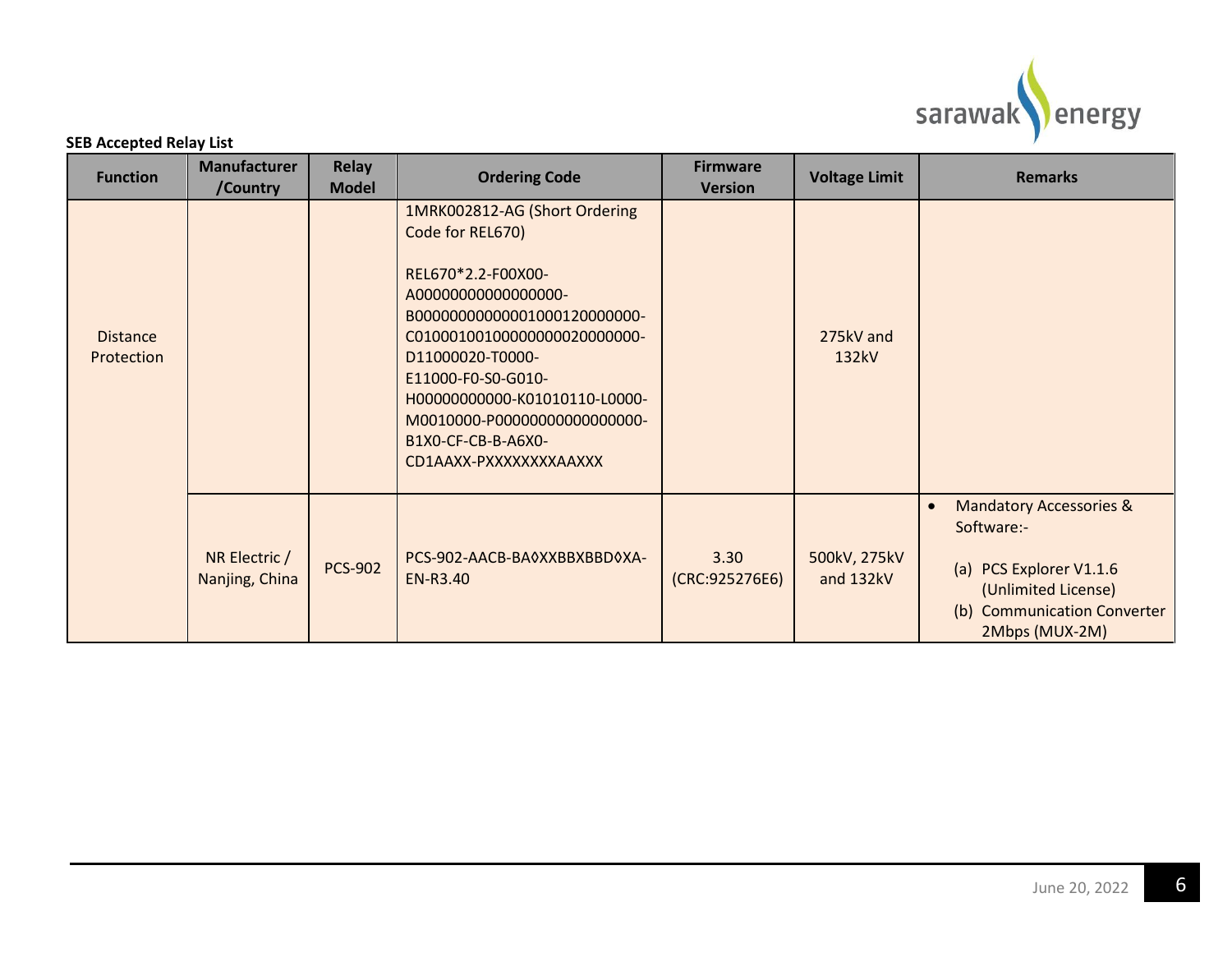**SEB Accepted Relay List**

| Function | Manufacturer /Country | Relay Model | Ordering Code | Firmware Version | Voltage Limit | Remarks |
|---|---|---|---|---|---|---|
| Distance Protection | | | 1MRK002812-AG (Short Ordering Code for REL670)<br><br>REL670*2.2-F00X00-A00000000000000000-B000000000000001000120000000-C010001001000000000020000000-D11000020-T0000-E11000-F0-S0-G010-H00000000000-K01010110-L0000-M0010000-P00000000000000000-B1X0-CF-CB-B-A6X0-CD1AAXX-PXXXXXXXXAAXXX | | 275kV and 132kV | |
| | NR Electric / Nanjing, China | PCS-902 | PCS-902-AACB-BA◊XXBBXBBD◊XA-EN-R3.40 | 3.30 (CRC:925276E6) | 500kV, 275kV and 132kV | • Mandatory Accessories & Software:-<br><br>(a) PCS Explorer V1.1.6 (Unlimited License)<br>(b) Communication Converter 2Mbps (MUX-2M) |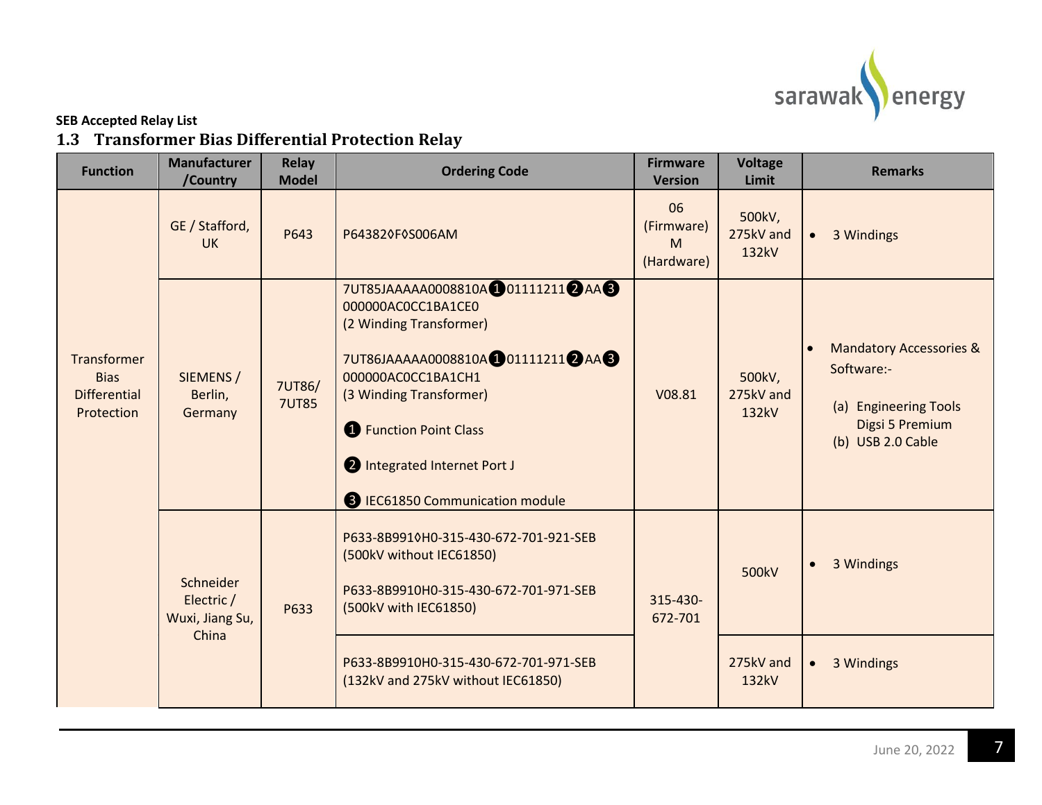**SEB Accepted Relay List**

## 1.3 Transformer Bias Differential Protection Relay

| Function | Manufacturer /Country | Relay Model | Ordering Code | Firmware Version | Voltage Limit | Remarks |
|---|---|---|---|---|---|---|
| Transformer Bias Differential Protection | GE / Stafford, UK | P643 | P643820◊F◊S006AM | 06 (Firmware) M (Hardware) | 500kV, 275kV and 132kV | • 3 Windings |
| | SIEMENS / Berlin, Germany | 7UT86/ 7UT85 | 7UT85JAAAAA0008810A❶01111211❷AA❸ 000000AC0CC1BA1CE0 (2 Winding Transformer)<br><br>7UT86JAAAAA0008810A❶01111211❷AA❸ 000000AC0CC1BA1CH1 (3 Winding Transformer)<br><br>❶ Function Point Class<br><br>❷ Integrated Internet Port J<br><br>❸ IEC61850 Communication module | V08.81 | 500kV, 275kV and 132kV | • Mandatory Accessories & Software:-<br><br>(a) Engineering Tools Digsi 5 Premium<br>(b) USB 2.0 Cable |
| | Schneider Electric / Wuxi, Jiang Su, China | P633 | P633-8B991◊H0-315-430-672-701-921-SEB (500kV without IEC61850)<br><br>P633-8B9910H0-315-430-672-701-971-SEB (500kV with IEC61850) | 315-430-672-701 | 500kV | • 3 Windings |
| | | | P633-8B9910H0-315-430-672-701-971-SEB (132kV and 275kV without IEC61850) | | 275kV and 132kV | • 3 Windings |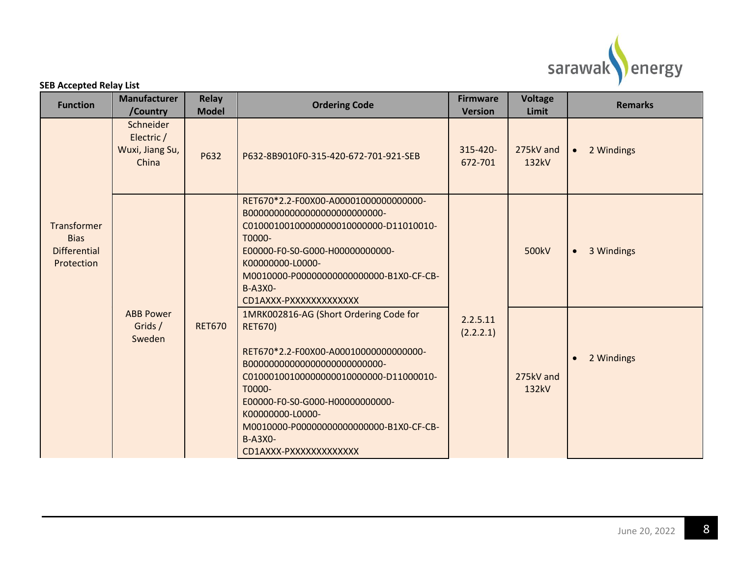**SEB Accepted Relay List**

| Function | Manufacturer /Country | Relay Model | Ordering Code | Firmware Version | Voltage Limit | Remarks |
|---|---|---|---|---|---|---|
| Transformer Bias Differential Protection | Schneider Electric / Wuxi, Jiang Su, China | P632 | P632-8B9010F0-315-420-672-701-921-SEB | 315-420-672-701 | 275kV and 132kV | • 2 Windings |
| | ABB Power Grids / Sweden | RET670 | RET670*2.2-F00X00-A00001000000000000-B000000000000000000000000000-C01000100100000000010000000-D11010010-T0000-E00000-F0-S0-G000-H00000000000-K00000000-L0000-M0010000-P00000000000000000-B1X0-CF-CB-B-A3X0-CD1AXXX-PXXXXXXXXXXXXX | 2.2.5.11 (2.2.2.1) | 500kV | • 3 Windings |
| | | | 1MRK002816-AG (Short Ordering Code for RET670)<br><br>RET670*2.2-F00X00-A00010000000000000-B000000000000000000000000000-C01000100100000000010000000-D11000010-T0000-E00000-F0-S0-G000-H00000000000-K00000000-L0000-M0010000-P00000000000000000-B1X0-CF-CB-B-A3X0-CD1AXXX-PXXXXXXXXXXXXX | | 275kV and 132kV | • 2 Windings |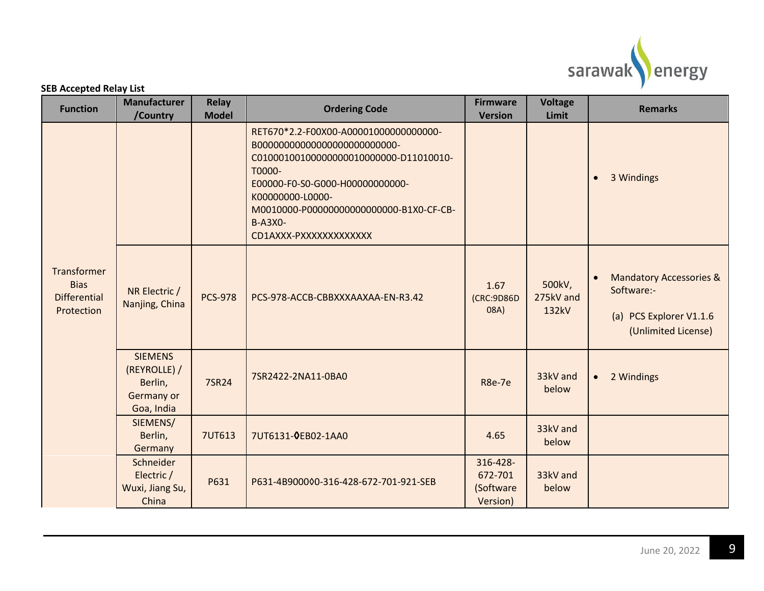**SEB Accepted Relay List**

| Function | Manufacturer /Country | Relay Model | Ordering Code | Firmware Version | Voltage Limit | Remarks |
|---|---|---|---|---|---|---|
| Transformer Bias Differential Protection | | | RET670*2.2-F00X00-A00001000000000000-B000000000000000000000000000-C010001001000000000010000000-D11010010-T0000-E00000-F0-S0-G000-H00000000000-K00000000-L0000-M0010000-P00000000000000000-B1X0-CF-CB-B-A3X0-CD1AXXX-PXXXXXXXXXXXXX | | | • 3 Windings |
| | NR Electric / Nanjing, China | PCS-978 | PCS-978-ACCB-CBBXXXAAXAA-EN-R3.42 | 1.67 (CRC:9D86D08A) | 500kV, 275kV and 132kV | • Mandatory Accessories & Software:- (a) PCS Explorer V1.1.6 (Unlimited License) |
| | SIEMENS (REYROLLE) / Berlin, Germany or Goa, India | 7SR24 | 7SR2422-2NA11-0BA0 | R8e-7e | 33kV and below | • 2 Windings |
| | SIEMENS/ Berlin, Germany | 7UT613 | 7UT6131-◊EB02-1AA0 | 4.65 | 33kV and below | |
| | Schneider Electric / Wuxi, Jiang Su, China | P631 | P631-4B9000◊0-316-428-672-701-921-SEB | 316-428-672-701 (Software Version) | 33kV and below | |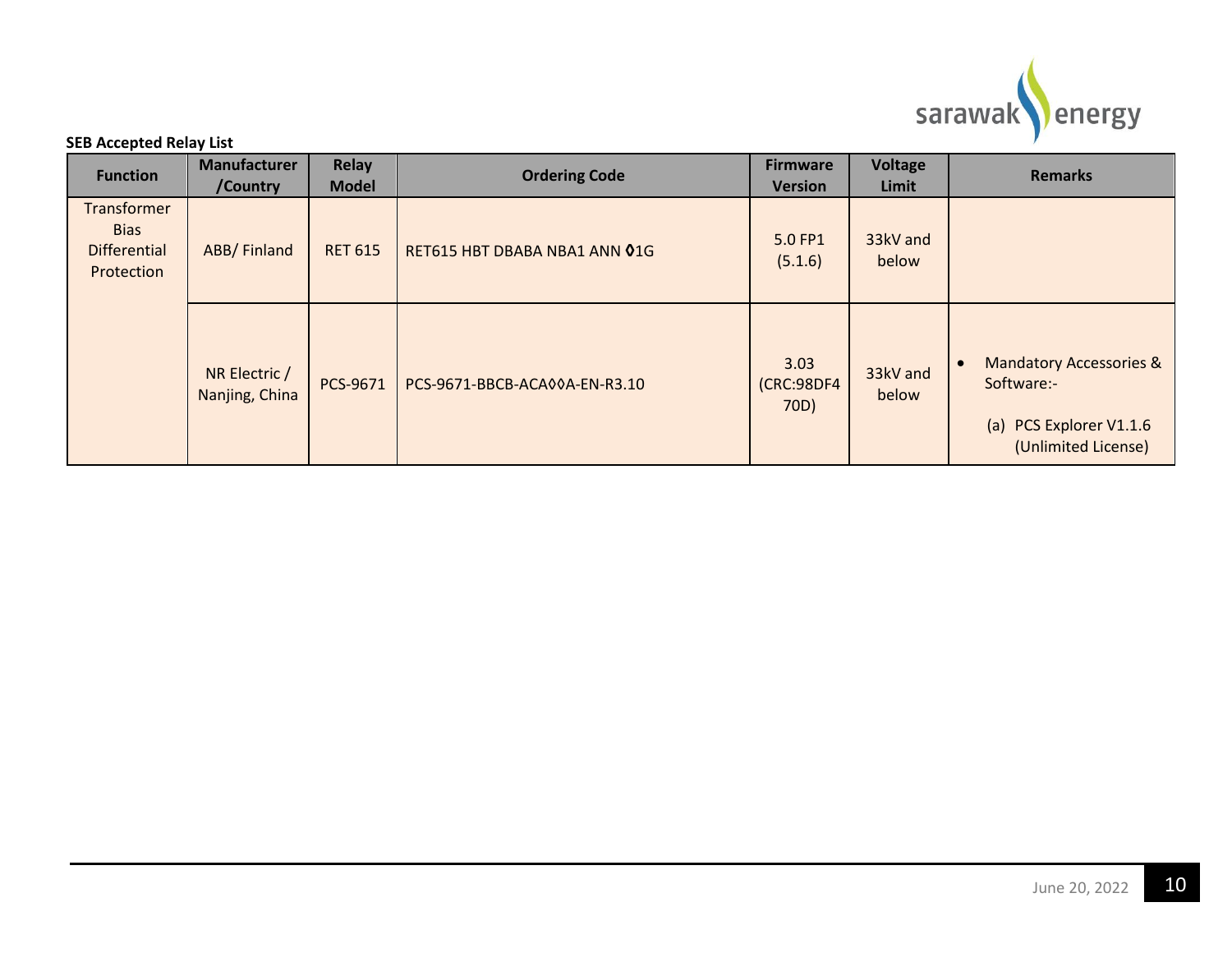**SEB Accepted Relay List**

| Function | Manufacturer /Country | Relay Model | Ordering Code | Firmware Version | Voltage Limit | Remarks |
|---|---|---|---|---|---|---|
| Transformer Bias Differential Protection | ABB/ Finland | RET 615 | RET615 HBT DBABA NBA1 ANN ◊1G | 5.0 FP1 (5.1.6) | 33kV and below | |
| | NR Electric / Nanjing, China | PCS-9671 | PCS-9671-BBCB-ACA◊◊A-EN-R3.10 | 3.03 (CRC:98DF470D) | 33kV and below | • Mandatory Accessories & Software:- (a) PCS Explorer V1.1.6 (Unlimited License) |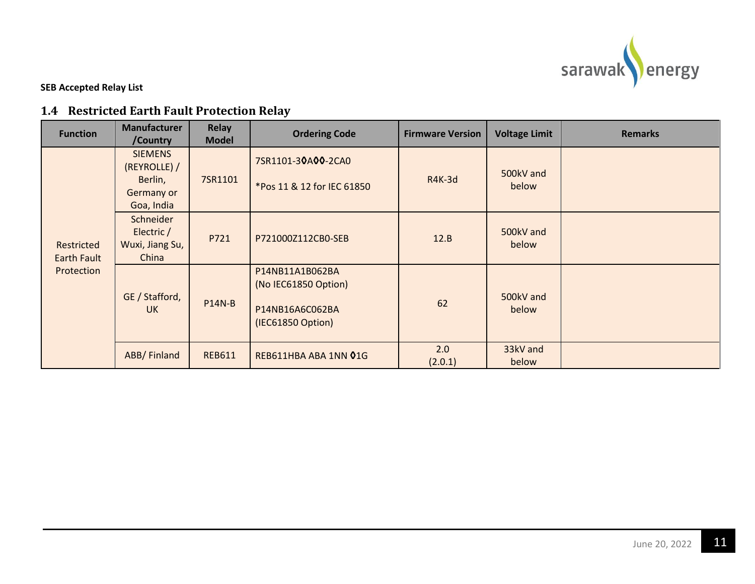**SEB Accepted Relay List**

## 1.4 Restricted Earth Fault Protection Relay

| Function | Manufacturer /Country | Relay Model | Ordering Code | Firmware Version | Voltage Limit | Remarks |
|---|---|---|---|---|---|---|
| Restricted Earth Fault Protection | SIEMENS (REYROLLE) / Berlin, Germany or Goa, India | 7SR1101 | 7SR1101-3◊A◊◊-2CA0<br><br>*Pos 11 & 12 for IEC 61850 | R4K-3d | 500kV and below | |
| | Schneider Electric / Wuxi, Jiang Su, China | P721 | P721000Z112CB0-SEB | 12.B | 500kV and below | |
| | GE / Stafford, UK | P14N-B | P14NB11A1B062BA (No IEC61850 Option)<br><br>P14NB16A6C062BA (IEC61850 Option) | 62 | 500kV and below | |
| | ABB/ Finland | REB611 | REB611HBA ABA 1NN ◊1G | 2.0 (2.0.1) | 33kV and below | |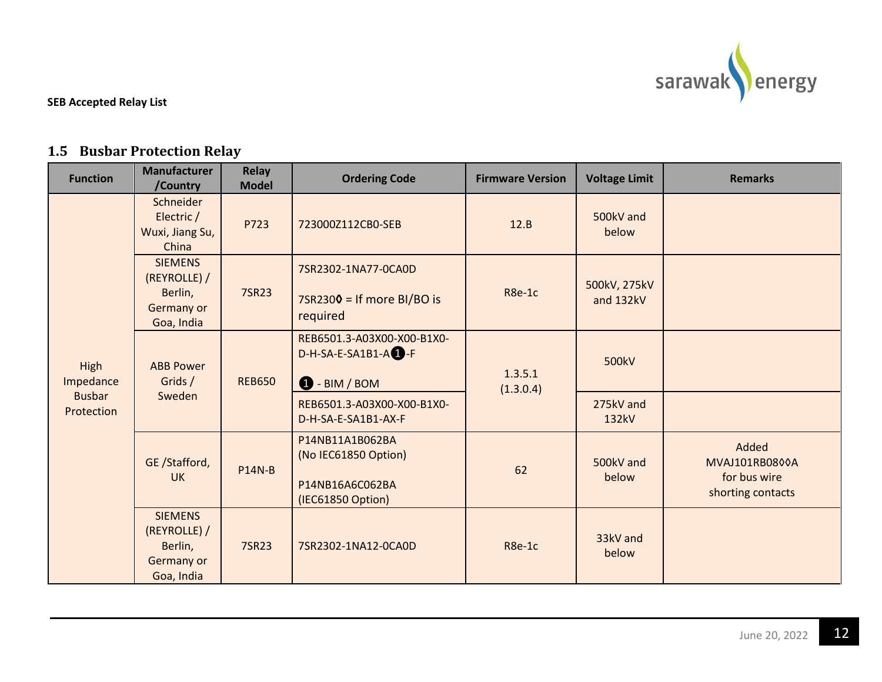**SEB Accepted Relay List**

## 1.5 Busbar Protection Relay

| Function | Manufacturer /Country | Relay Model | Ordering Code | Firmware Version | Voltage Limit | Remarks |
|---|---|---|---|---|---|---|
| High Impedance Busbar Protection | Schneider Electric / Wuxi, Jiang Su, China | P723 | 723000Z112CB0-SEB | 12.B | 500kV and below | |
| | SIEMENS (REYROLLE) / Berlin, Germany or Goa, India | 7SR23 | 7SR2302-1NA77-0CA0D<br><br>7SR230◊ = If more BI/BO is required | R8e-1c | 500kV, 275kV and 132kV | |
| | ABB Power Grids / Sweden | REB650 | REB6501.3-A03X00-X00-B1X0-D-H-SA-E-SA1B1-A❶-F<br><br>❶ - BIM / BOM | 1.3.5.1 (1.3.0.4) | 500kV | |
| | | | REB6501.3-A03X00-X00-B1X0-D-H-SA-E-SA1B1-AX-F | | 275kV and 132kV | |
| | GE /Stafford, UK | P14N-B | P14NB11A1B062BA (No IEC61850 Option)<br><br>P14NB16A6C062BA (IEC61850 Option) | 62 | 500kV and below | Added MVAJ101RB08◊◊A for bus wire shorting contacts |
| | SIEMENS (REYROLLE) / Berlin, Germany or Goa, India | 7SR23 | 7SR2302-1NA12-0CA0D | R8e-1c | 33kV and below | |

June 20, 2022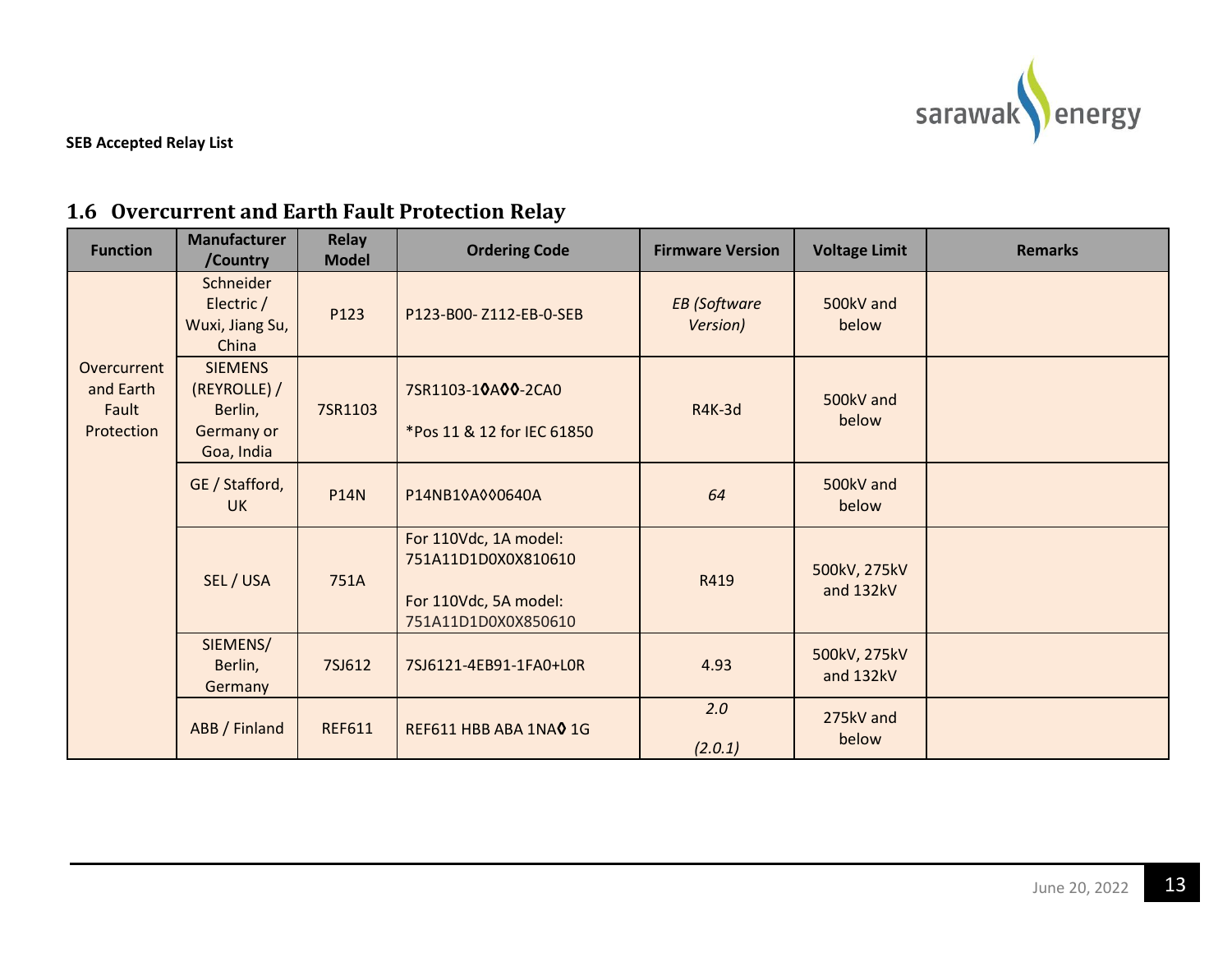SEB Accepted Relay List

## 1.6 Overcurrent and Earth Fault Protection Relay

| Function | Manufacturer /Country | Relay Model | Ordering Code | Firmware Version | Voltage Limit | Remarks |
|---|---|---|---|---|---|---|
| Overcurrent and Earth Fault Protection | Schneider Electric / Wuxi, Jiang Su, China | P123 | P123-B00- Z112-EB-0-SEB | *EB (Software Version)* | 500kV and below | |
| | SIEMENS (REYROLLE) / Berlin, Germany or Goa, India | 7SR1103 | 7SR1103-1◊A◊◊-2CA0<br><br>*Pos 11 & 12 for IEC 61850 | R4K-3d | 500kV and below | |
| | GE / Stafford, UK | P14N | P14NB1◊A◊◊0640A | *64* | 500kV and below | |
| | SEL / USA | 751A | For 110Vdc, 1A model: 751A11D1D0X0X810610<br><br>For 110Vdc, 5A model: 751A11D1D0X0X850610 | R419 | 500kV, 275kV and 132kV | |
| | SIEMENS/ Berlin, Germany | 7SJ612 | 7SJ6121-4EB91-1FA0+L0R | 4.93 | 500kV, 275kV and 132kV | |
| | ABB / Finland | REF611 | REF611 HBB ABA 1NA◊ 1G | *2.0*<br><br>*(2.0.1)* | 275kV and below | |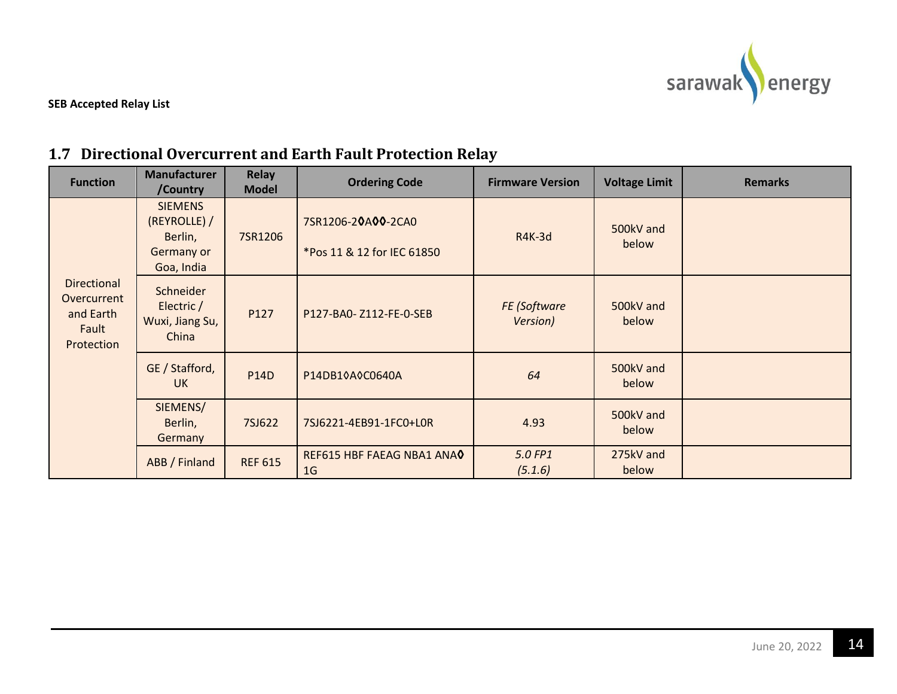**SEB Accepted Relay List**

## 1.7 Directional Overcurrent and Earth Fault Protection Relay

| Function | Manufacturer /Country | Relay Model | Ordering Code | Firmware Version | Voltage Limit | Remarks |
|---|---|---|---|---|---|---|
| Directional Overcurrent and Earth Fault Protection | SIEMENS (REYROLLE) / Berlin, Germany or Goa, India | 7SR1206 | 7SR1206-2◊A◊◊-2CA0<br><br>*Pos 11 & 12 for IEC 61850 | R4K-3d | 500kV and below | |
| | Schneider Electric / Wuxi, Jiang Su, China | P127 | P127-BA0- Z112-FE-0-SEB | *FE (Software Version)* | 500kV and below | |
| | GE / Stafford, UK | P14D | P14DB1◊A◊C0640A | *64* | 500kV and below | |
| | SIEMENS/ Berlin, Germany | 7SJ622 | 7SJ6221-4EB91-1FC0+L0R | 4.93 | 500kV and below | |
| | ABB / Finland | REF 615 | REF615 HBF FAEAG NBA1 ANA◊ 1G | *5.0 FP1 (5.1.6)* | 275kV and below | |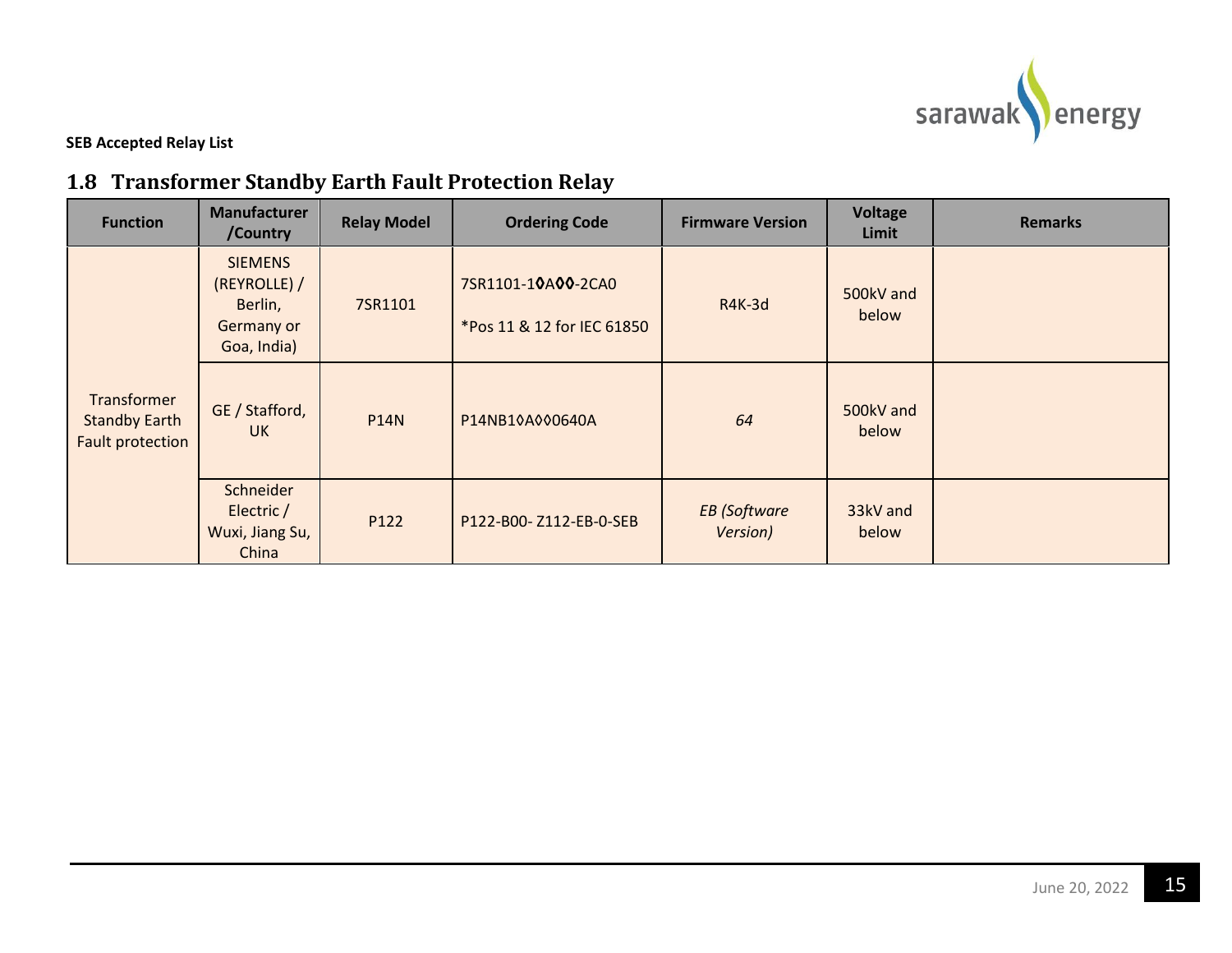**SEB Accepted Relay List**

## 1.8 Transformer Standby Earth Fault Protection Relay

| Function | Manufacturer /Country | Relay Model | Ordering Code | Firmware Version | Voltage Limit | Remarks |
|---|---|---|---|---|---|---|
| Transformer Standby Earth Fault protection | SIEMENS (REYROLLE) / Berlin, Germany or Goa, India) | 7SR1101 | 7SR1101-1◊A◊◊-2CA0<br><br>*Pos 11 & 12 for IEC 61850 | R4K-3d | 500kV and below | |
| | GE / Stafford, UK | P14N | P14NB1◊A◊◊0640A | *64* | 500kV and below | |
| | Schneider Electric / Wuxi, Jiang Su, China | P122 | P122-B00- Z112-EB-0-SEB | *EB (Software Version)* | 33kV and below | |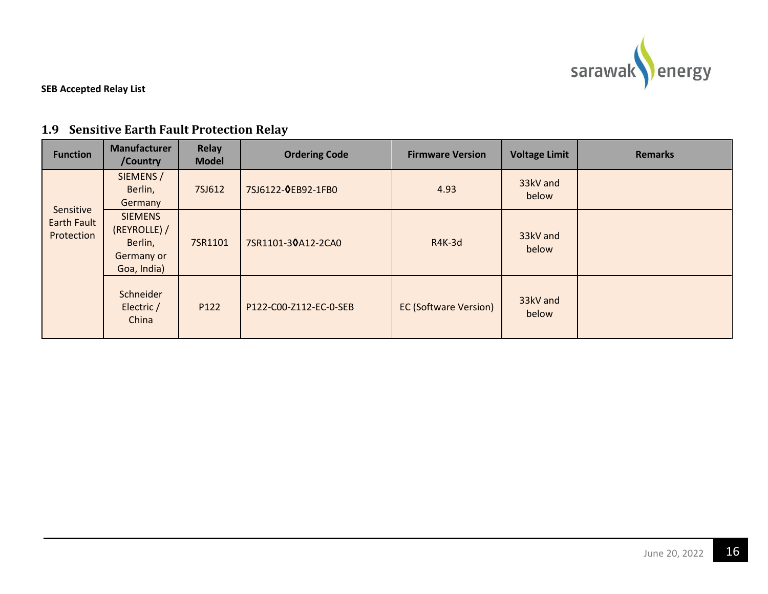**SEB Accepted Relay List**

## 1.9 Sensitive Earth Fault Protection Relay

| Function | Manufacturer /Country | Relay Model | Ordering Code | Firmware Version | Voltage Limit | Remarks |
|---|---|---|---|---|---|---|
| Sensitive Earth Fault Protection | SIEMENS / Berlin, Germany | 7SJ612 | 7SJ6122-◊EB92-1FB0 | 4.93 | 33kV and below | |
| | SIEMENS (REYROLLE) / Berlin, Germany or Goa, India) | 7SR1101 | 7SR1101-3◊A12-2CA0 | R4K-3d | 33kV and below | |
| | Schneider Electric / China | P122 | P122-C00-Z112-EC-0-SEB | EC (Software Version) | 33kV and below | |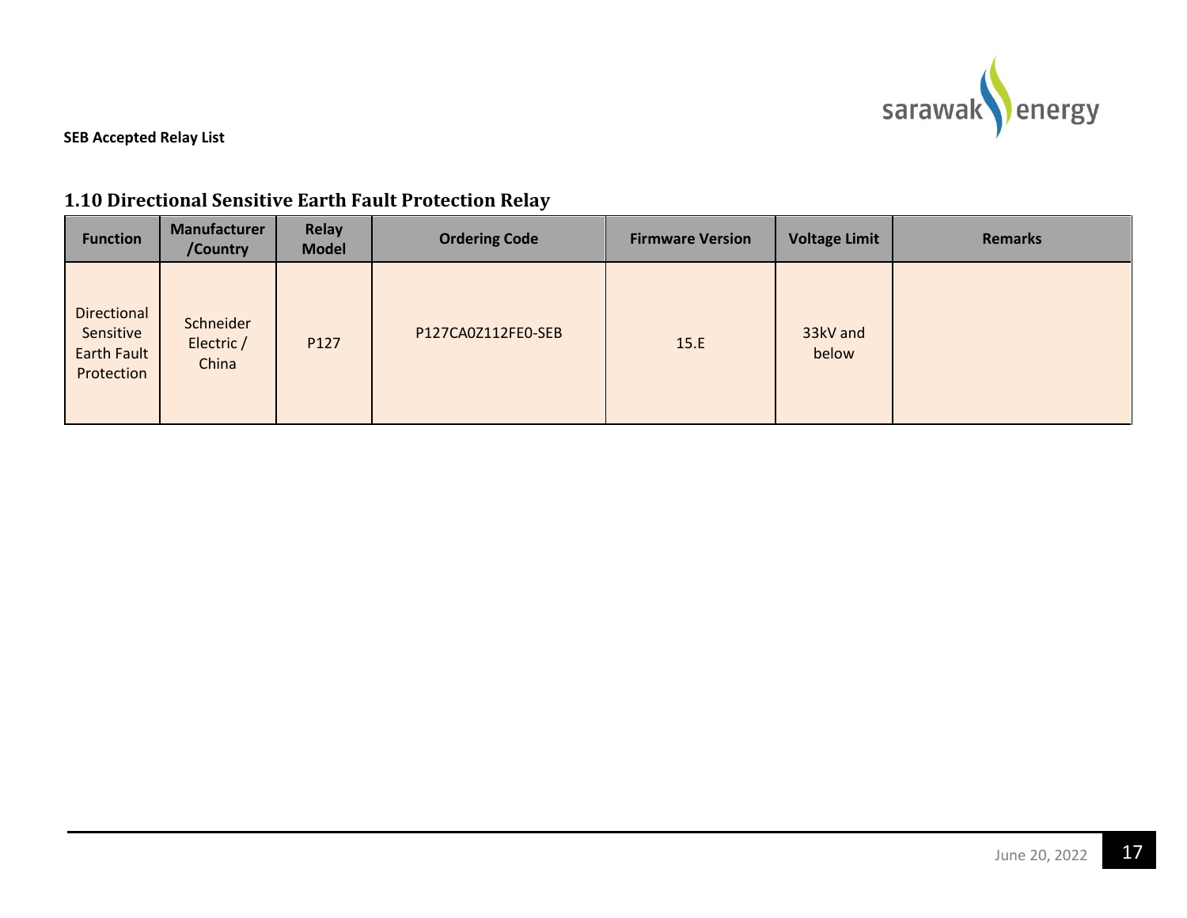**SEB Accepted Relay List**

## 1.10 Directional Sensitive Earth Fault Protection Relay

| Function | Manufacturer /Country | Relay Model | Ordering Code | Firmware Version | Voltage Limit | Remarks |
|---|---|---|---|---|---|---|
| Directional Sensitive Earth Fault Protection | Schneider Electric / China | P127 | P127CA0Z112FE0-SEB | 15.E | 33kV and below | |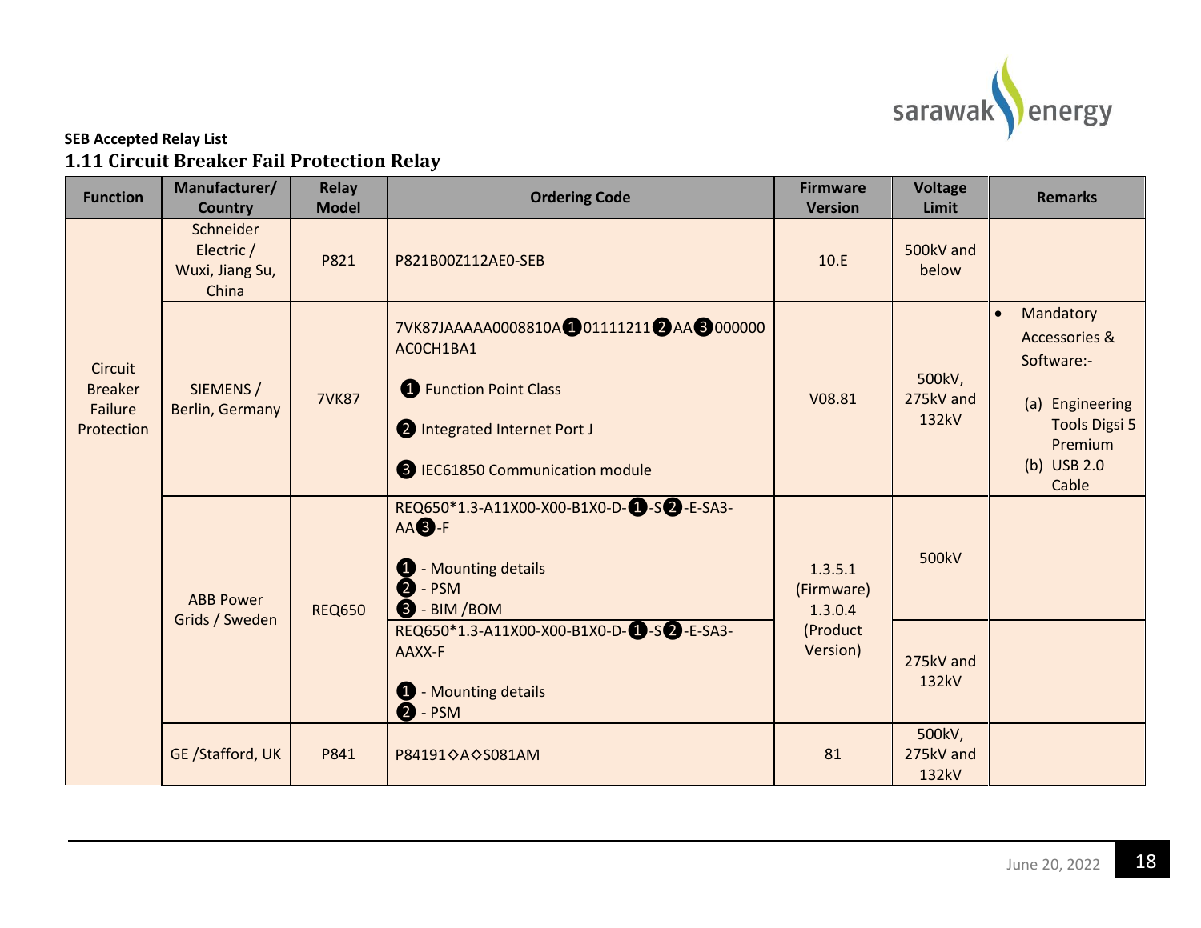**SEB Accepted Relay List**

## 1.11 Circuit Breaker Fail Protection Relay

| Function | Manufacturer/ Country | Relay Model | Ordering Code | Firmware Version | Voltage Limit | Remarks |
|---|---|---|---|---|---|---|
| Circuit Breaker Failure Protection | Schneider Electric / Wuxi, Jiang Su, China | P821 | P821B00Z112AE0-SEB | 10.E | 500kV and below | |
| | SIEMENS / Berlin, Germany | 7VK87 | 7VK87JAAAAA0008810A❶01111211❷AA❸000000 AC0CH1BA1<br><br>❶ Function Point Class<br><br>❷ Integrated Internet Port J<br><br>❸ IEC61850 Communication module | V08.81 | 500kV, 275kV and 132kV | • Mandatory Accessories & Software:-<br>(a) Engineering Tools Digsi 5 Premium<br>(b) USB 2.0 Cable |
| | ABB Power Grids / Sweden | REQ650 | REQ650*1.3-A11X00-X00-B1X0-D-❶-S❷-E-SA3-AA❸-F<br><br>❶ - Mounting details<br>❷ - PSM<br>❸ - BIM /BOM | 1.3.5.1 (Firmware) 1.3.0.4 (Product Version) | 500kV | |
| | | | REQ650*1.3-A11X00-X00-B1X0-D-❶-S❷-E-SA3-AAXX-F<br><br>❶ - Mounting details<br>❷ - PSM | | 275kV and 132kV | |
| | GE /Stafford, UK | P841 | P84191◇A◇S081AM | 81 | 500kV, 275kV and 132kV | |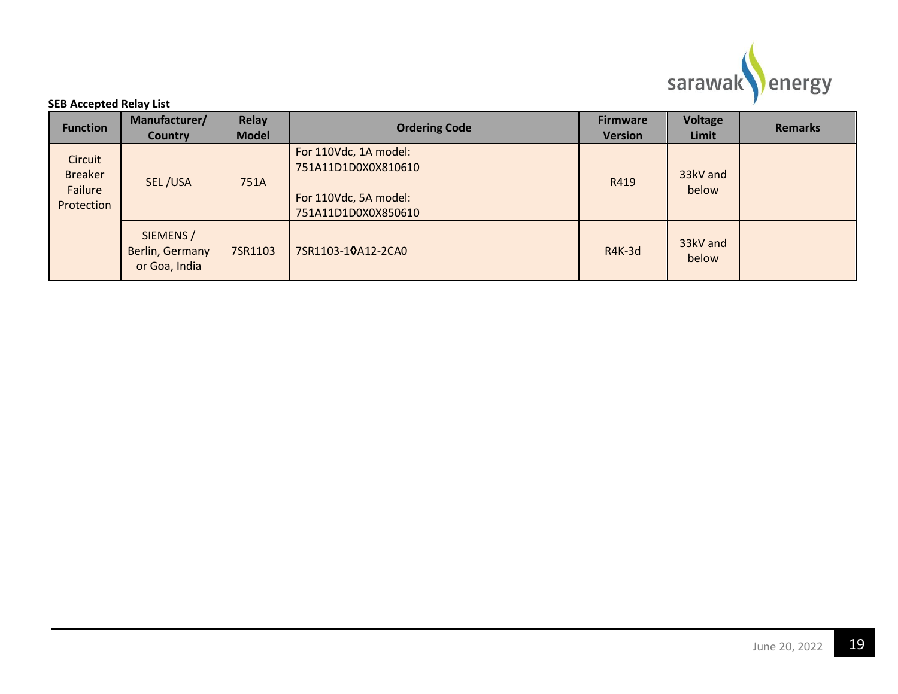**SEB Accepted Relay List**

| Function | Manufacturer/ Country | Relay Model | Ordering Code | Firmware Version | Voltage Limit | Remarks |
|---|---|---|---|---|---|---|
| Circuit Breaker Failure Protection | SEL /USA | 751A | For 110Vdc, 1A model:<br>751A11D1D0X0X810610<br><br>For 110Vdc, 5A model:<br>751A11D1D0X0X850610 | R419 | 33kV and below | |
| | SIEMENS / Berlin, Germany or Goa, India | 7SR1103 | 7SR1103-1◊A12-2CA0 | R4K-3d | 33kV and below | |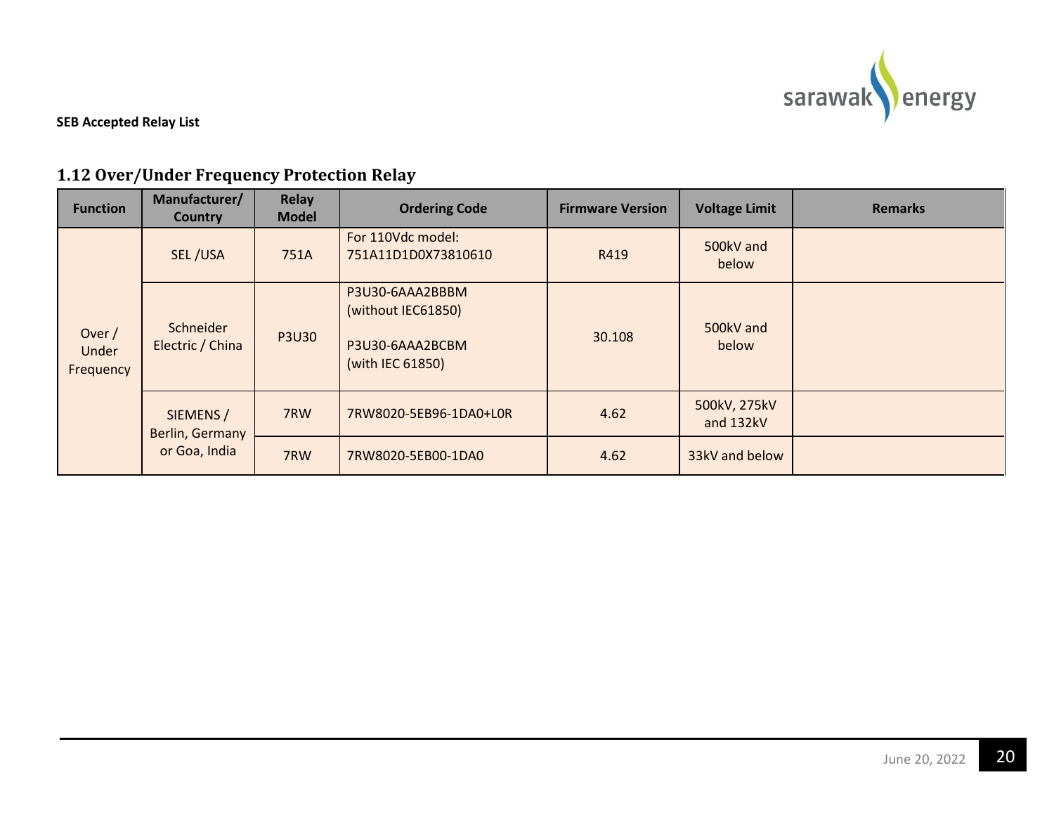**SEB Accepted Relay List**

## 1.12 Over/Under Frequency Protection Relay

| Function | Manufacturer/ Country | Relay Model | Ordering Code | Firmware Version | Voltage Limit | Remarks |
|---|---|---|---|---|---|---|
| Over / Under Frequency | SEL /USA | 751A | For 110Vdc model: 751A11D1D0X73810610 | R419 | 500kV and below | |
| | Schneider Electric / China | P3U30 | P3U30-6AAA2BBBM (without IEC61850)<br><br>P3U30-6AAA2BCBM (with IEC 61850) | 30.108 | 500kV and below | |
| | SIEMENS / Berlin, Germany or Goa, India | 7RW | 7RW8020-5EB96-1DA0+L0R | 4.62 | 500kV, 275kV and 132kV | |
| | | 7RW | 7RW8020-5EB00-1DA0 | 4.62 | 33kV and below | |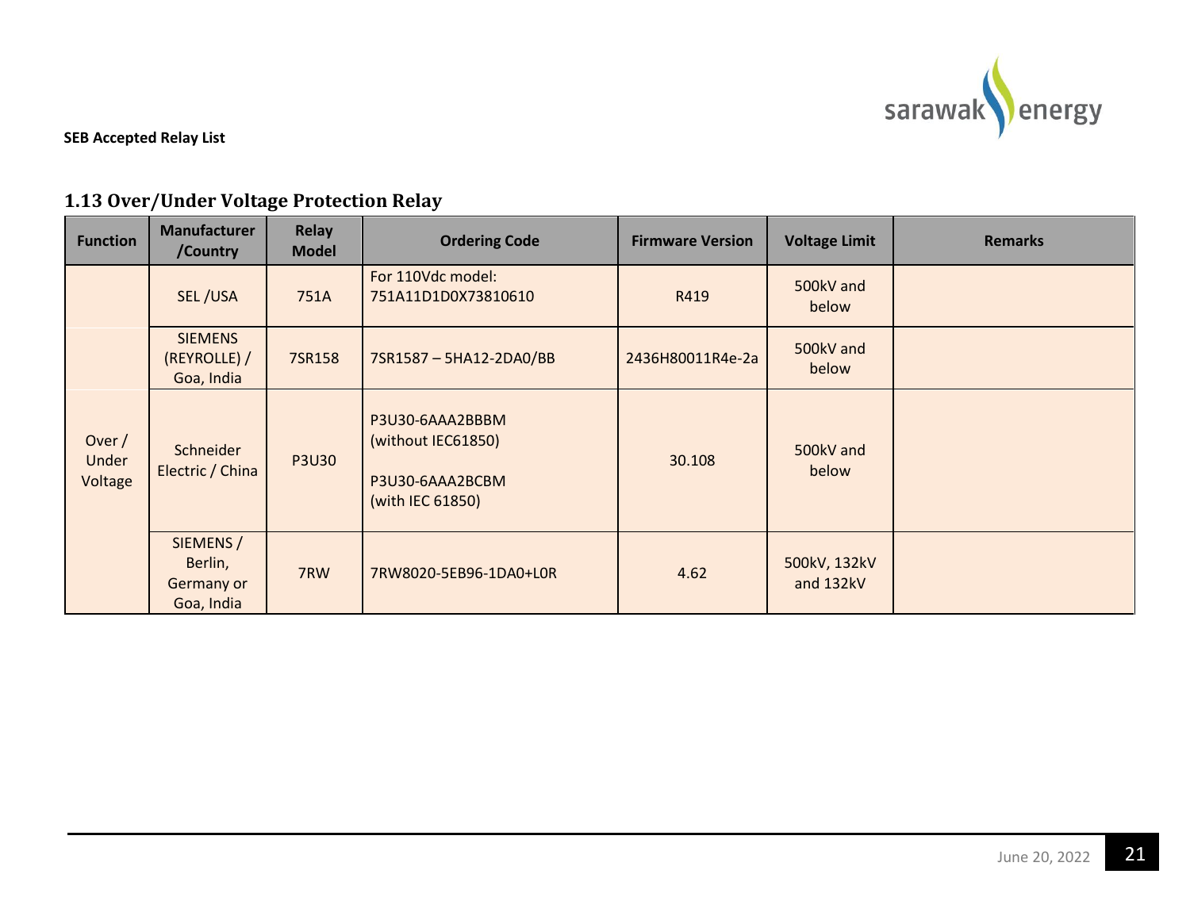**SEB Accepted Relay List**

## 1.13 Over/Under Voltage Protection Relay

| Function | Manufacturer /Country | Relay Model | Ordering Code | Firmware Version | Voltage Limit | Remarks |
|---|---|---|---|---|---|---|
| Over / Under Voltage | SEL /USA | 751A | For 110Vdc model: 751A11D1D0X73810610 | R419 | 500kV and below | |
| | SIEMENS (REYROLLE) / Goa, India | 7SR158 | 7SR1587 – 5HA12-2DA0/BB | 2436H80011R4e-2a | 500kV and below | |
| | Schneider Electric / China | P3U30 | P3U30-6AAA2BBBM (without IEC61850)<br><br>P3U30-6AAA2BCBM (with IEC 61850) | 30.108 | 500kV and below | |
| | SIEMENS / Berlin, Germany or Goa, India | 7RW | 7RW8020-5EB96-1DA0+L0R | 4.62 | 500kV, 132kV and 132kV | |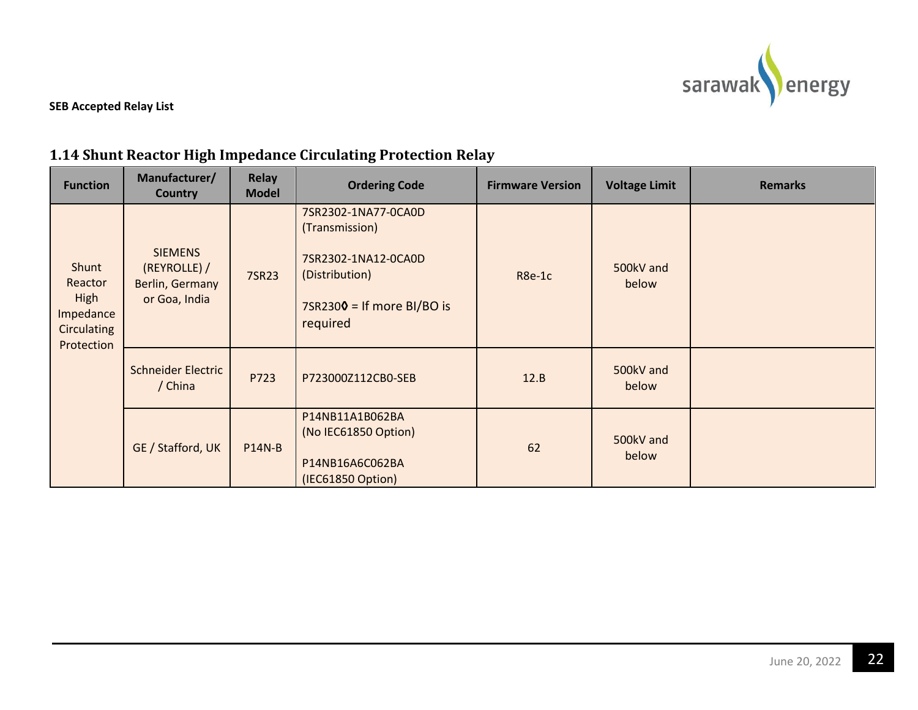SEB Accepted Relay List

## 1.14 Shunt Reactor High Impedance Circulating Protection Relay

| Function | Manufacturer/ Country | Relay Model | Ordering Code | Firmware Version | Voltage Limit | Remarks |
|---|---|---|---|---|---|---|
| Shunt Reactor High Impedance Circulating Protection | SIEMENS (REYROLLE) / Berlin, Germany or Goa, India | 7SR23 | 7SR2302-1NA77-0CA0D (Transmission)<br><br>7SR2302-1NA12-0CA0D (Distribution)<br><br>7SR230◊ = If more BI/BO is required | R8e-1c | 500kV and below | |
| | Schneider Electric / China | P723 | P723000Z112CB0-SEB | 12.B | 500kV and below | |
| | GE / Stafford, UK | P14N-B | P14NB11A1B062BA (No IEC61850 Option)<br><br>P14NB16A6C062BA (IEC61850 Option) | 62 | 500kV and below | |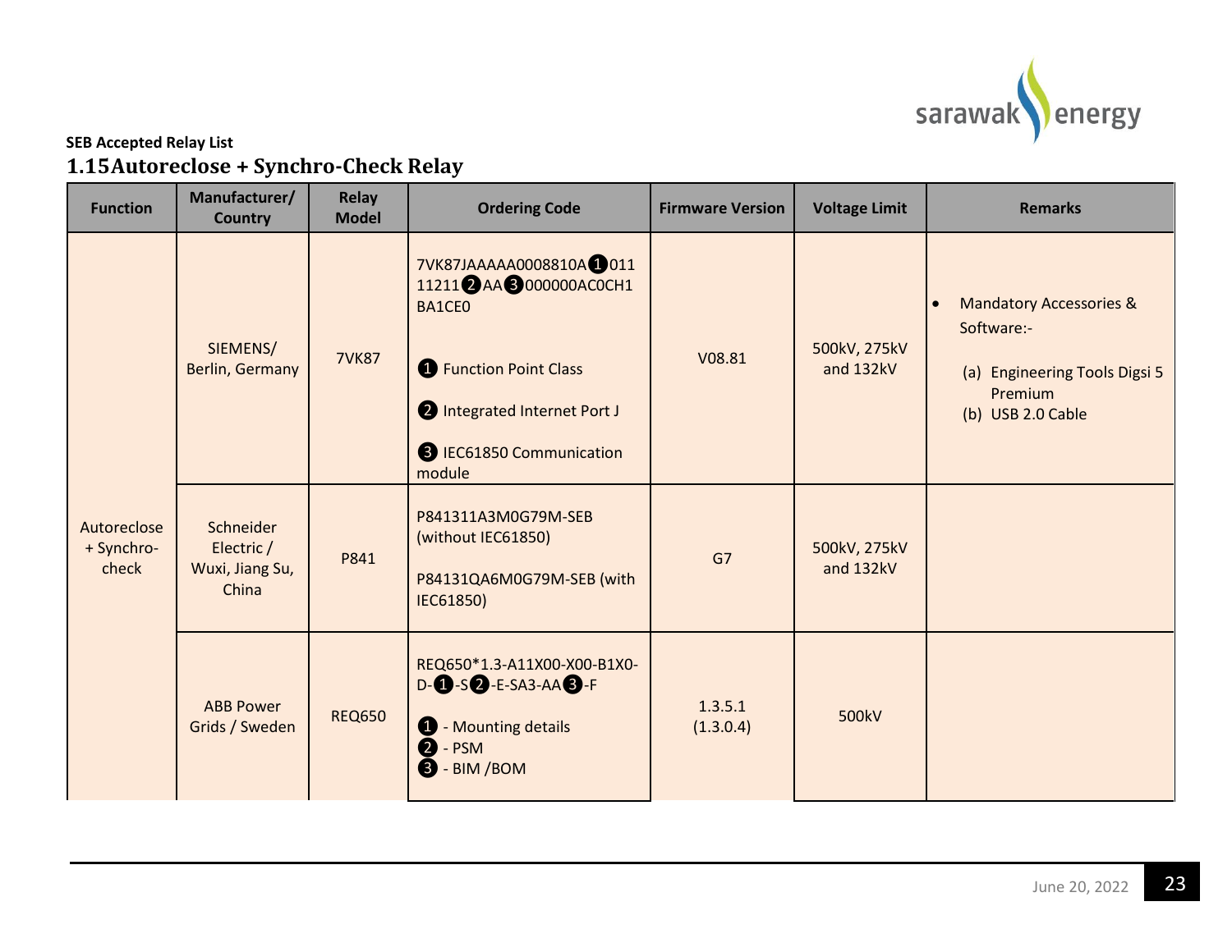SEB Accepted Relay List

## 1.15 Autoreclose + Synchro-Check Relay

| Function | Manufacturer/ Country | Relay Model | Ordering Code | Firmware Version | Voltage Limit | Remarks |
|---|---|---|---|---|---|---|
| Autoreclose + Synchro-check | SIEMENS/ Berlin, Germany | 7VK87 | 7VK87JAAAAA0008810A❶01111211❷AA❸000000AC0CH1BA1CE0<br><br>❶ Function Point Class<br>❷ Integrated Internet Port J<br>❸ IEC61850 Communication module | V08.81 | 500kV, 275kV and 132kV | • Mandatory Accessories & Software:-<br>(a) Engineering Tools Digsi 5 Premium<br>(b) USB 2.0 Cable |
| | Schneider Electric / Wuxi, Jiang Su, China | P841 | P841311A3M0G79M-SEB (without IEC61850)<br><br>P84131QA6M0G79M-SEB (with IEC61850) | G7 | 500kV, 275kV and 132kV | |
| | ABB Power Grids / Sweden | REQ650 | REQ650*1.3-A11X00-X00-B1X0-D-❶-S❷-E-SA3-AA❸-F<br><br>❶ - Mounting details<br>❷ - PSM<br>❸ - BIM /BOM | 1.3.5.1 (1.3.0.4) | 500kV | |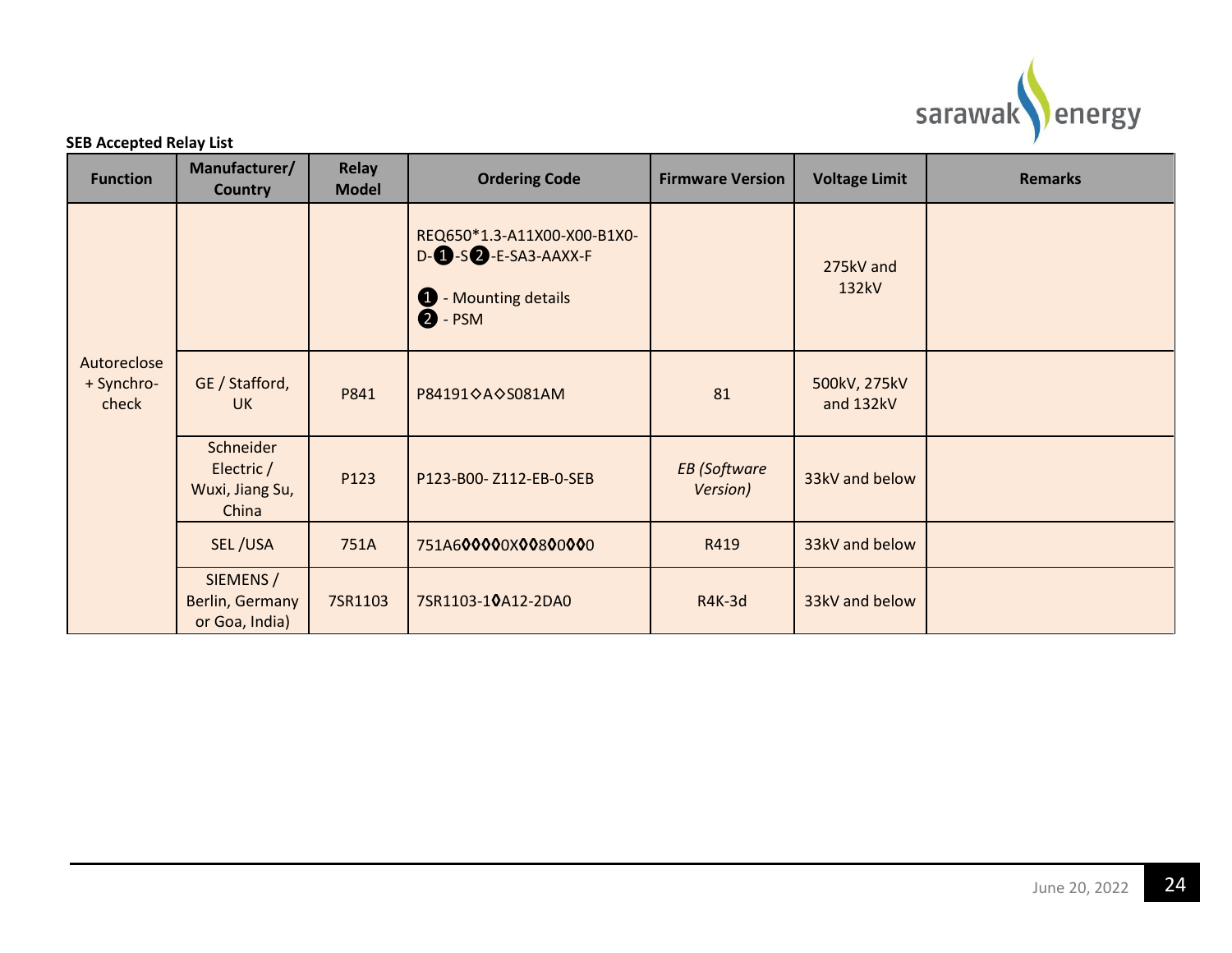**SEB Accepted Relay List**

| Function | Manufacturer/ Country | Relay Model | Ordering Code | Firmware Version | Voltage Limit | Remarks |
|---|---|---|---|---|---|---|
| Autoreclose + Synchro-check | | | REQ650*1.3-A11X00-X00-B1X0-D-❶-S❷-E-SA3-AAXX-F<br><br>❶ - Mounting details<br>❷ - PSM | | 275kV and 132kV | |
| | GE / Stafford, UK | P841 | P84191◇A◇S081AM | 81 | 500kV, 275kV and 132kV | |
| | Schneider Electric / Wuxi, Jiang Su, China | P123 | P123-B00- Z112-EB-0-SEB | *EB (Software Version)* | 33kV and below | |
| | SEL /USA | 751A | 751A6◊◊◊◊0X◊◊8◊0◊◊0 | R419 | 33kV and below | |
| | SIEMENS / Berlin, Germany or Goa, India) | 7SR1103 | 7SR1103-1◊A12-2DA0 | R4K-3d | 33kV and below | |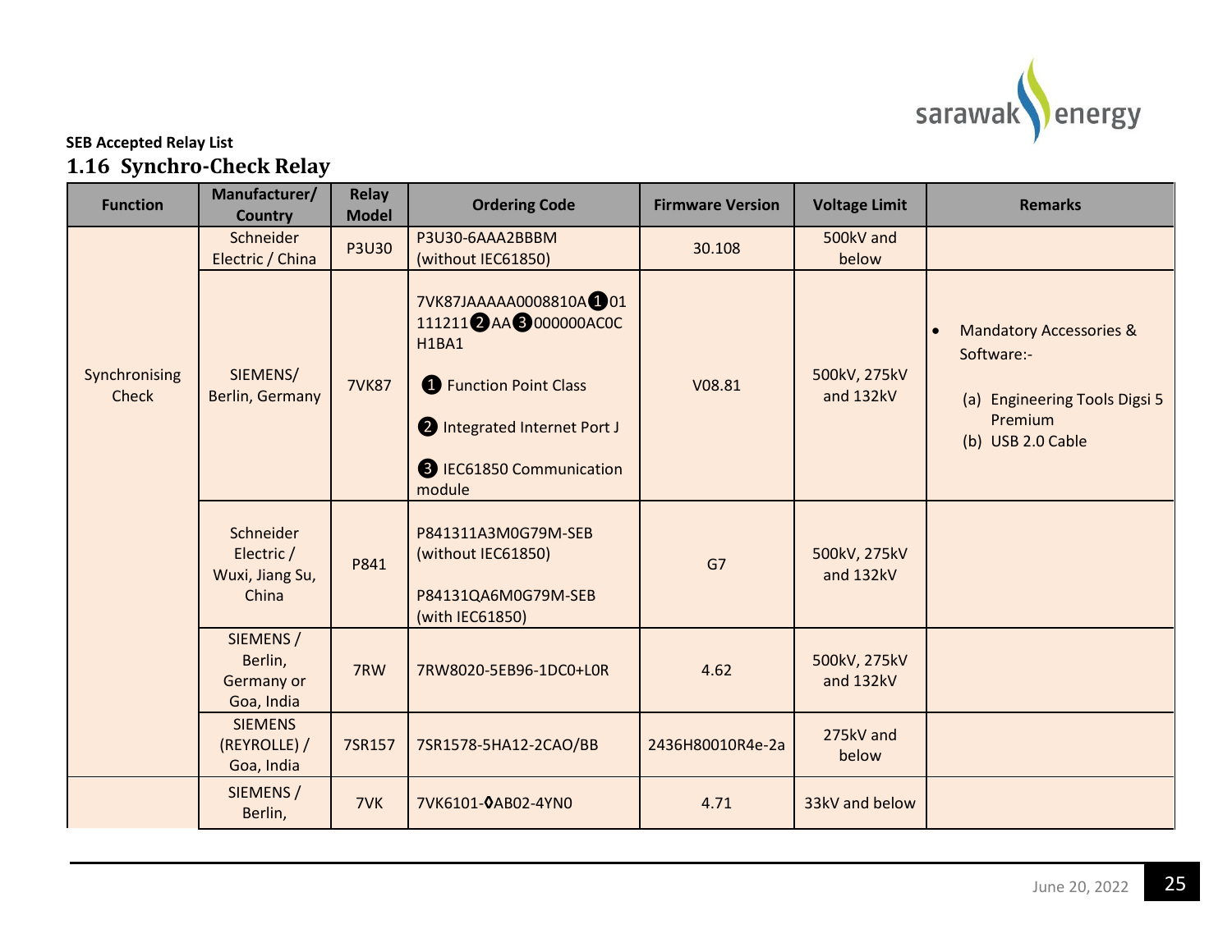**SEB Accepted Relay List**

## 1.16 Synchro-Check Relay

| Function | Manufacturer/ Country | Relay Model | Ordering Code | Firmware Version | Voltage Limit | Remarks |
|---|---|---|---|---|---|---|
| Synchronising Check | Schneider Electric / China | P3U30 | P3U30-6AAA2BBBM (without IEC61850) | 30.108 | 500kV and below | |
| | SIEMENS/ Berlin, Germany | 7VK87 | 7VK87JAAAAA0008810A❶01 111211❷AA❸000000AC0C H1BA1<br><br>❶ Function Point Class<br><br>❷ Integrated Internet Port J<br><br>❸ IEC61850 Communication module | V08.81 | 500kV, 275kV and 132kV | • Mandatory Accessories & Software:-<br><br>(a) Engineering Tools Digsi 5 Premium<br>(b) USB 2.0 Cable |
| | Schneider Electric / Wuxi, Jiang Su, China | P841 | P841311A3M0G79M-SEB (without IEC61850)<br><br>P84131QA6M0G79M-SEB (with IEC61850) | G7 | 500kV, 275kV and 132kV | |
| | SIEMENS / Berlin, Germany or Goa, India | 7RW | 7RW8020-5EB96-1DC0+L0R | 4.62 | 500kV, 275kV and 132kV | |
| | SIEMENS (REYROLLE) / Goa, India | 7SR157 | 7SR1578-5HA12-2CAO/BB | 2436H80010R4e-2a | 275kV and below | |
| | SIEMENS / Berlin, | 7VK | 7VK6101-◊AB02-4YN0 | 4.71 | 33kV and below | |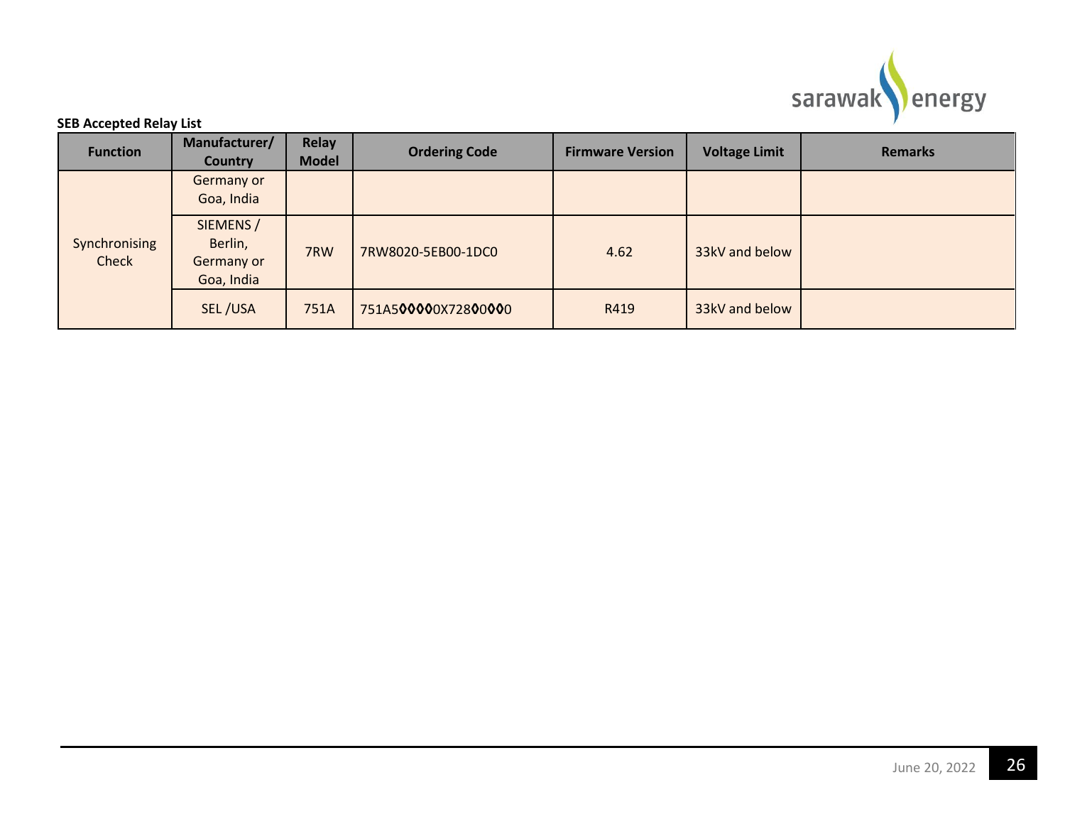**SEB Accepted Relay List**

| Function | Manufacturer/ Country | Relay Model | Ordering Code | Firmware Version | Voltage Limit | Remarks |
|---|---|---|---|---|---|---|
| Synchronising Check | Germany or Goa, India | | | | | |
| | SIEMENS / Berlin, Germany or Goa, India | 7RW | 7RW8020-5EB00-1DC0 | 4.62 | 33kV and below | |
| | SEL /USA | 751A | 751A5◊◊◊◊0X728◊0◊◊0 | R419 | 33kV and below | |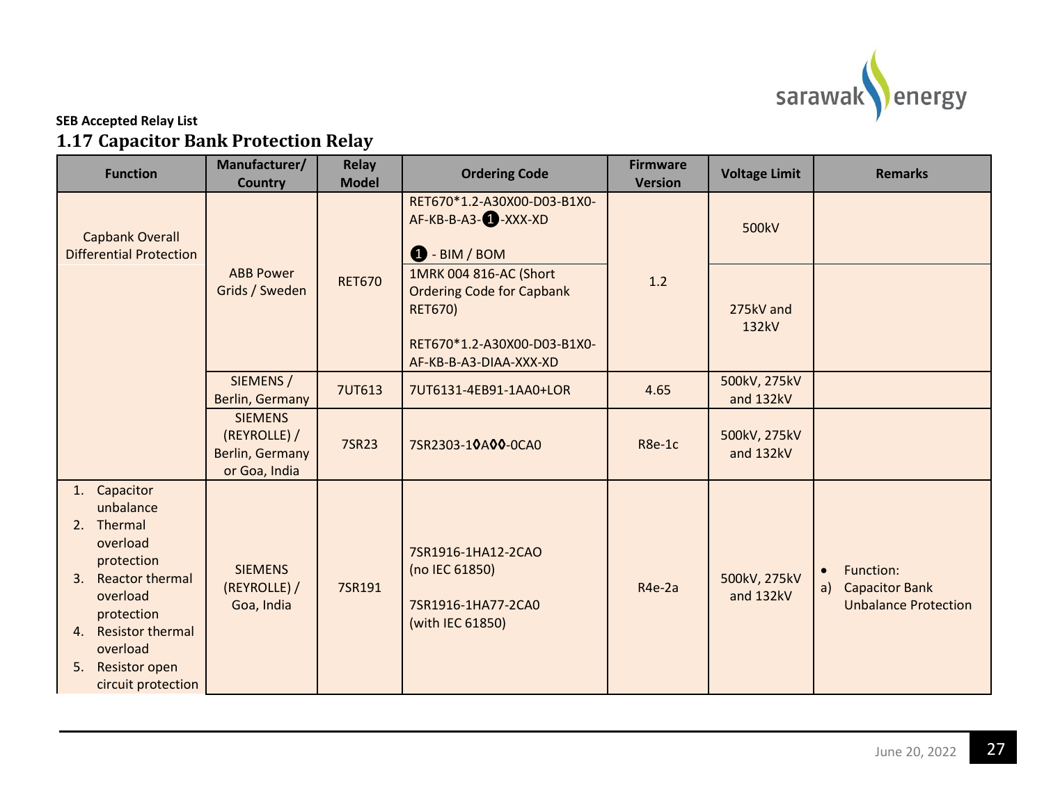SEB Accepted Relay List

## 1.17 Capacitor Bank Protection Relay

| Function | Manufacturer/ Country | Relay Model | Ordering Code | Firmware Version | Voltage Limit | Remarks |
|---|---|---|---|---|---|---|
| Capbank Overall Differential Protection | ABB Power Grids / Sweden | RET670 | RET670*1.2-A30X00-D03-B1X0-AF-KB-B-A3-❶-XXX-XD<br><br>❶ - BIM / BOM | 1.2 | 500kV | |
| | | | 1MRK 004 816-AC (Short Ordering Code for Capbank RET670)<br><br>RET670*1.2-A30X00-D03-B1X0-AF-KB-B-A3-DIAA-XXX-XD | | 275kV and 132kV | |
| | SIEMENS / Berlin, Germany | 7UT613 | 7UT6131-4EB91-1AA0+LOR | 4.65 | 500kV, 275kV and 132kV | |
| | SIEMENS (REYROLLE) / Berlin, Germany or Goa, India | 7SR23 | 7SR2303-1◊A◊◊-0CA0 | R8e-1c | 500kV, 275kV and 132kV | |
| 1. Capacitor unbalance<br>2. Thermal overload protection<br>3. Reactor thermal overload protection<br>4. Resistor thermal overload<br>5. Resistor open circuit protection | SIEMENS (REYROLLE) / Goa, India | 7SR191 | 7SR1916-1HA12-2CAO (no IEC 61850)<br><br>7SR1916-1HA77-2CA0 (with IEC 61850) | R4e-2a | 500kV, 275kV and 132kV | • Function:<br>a) Capacitor Bank Unbalance Protection |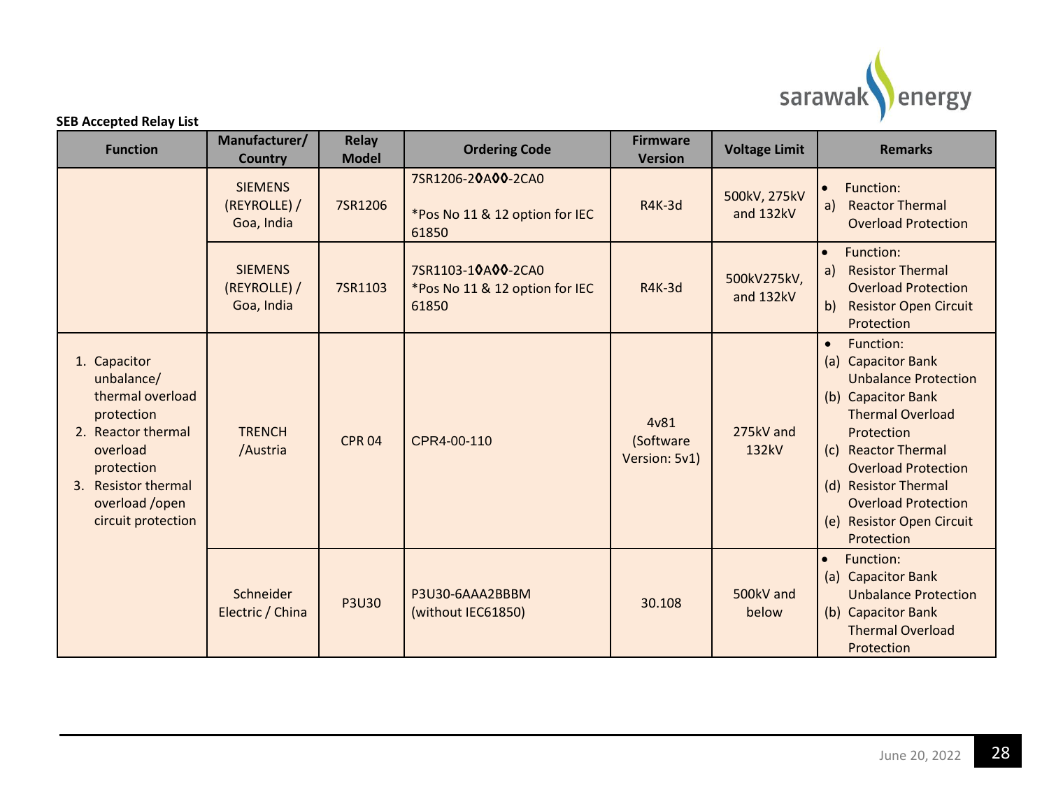**SEB Accepted Relay List**

| Function | Manufacturer/ Country | Relay Model | Ordering Code | Firmware Version | Voltage Limit | Remarks |
|---|---|---|---|---|---|---|
| | SIEMENS (REYROLLE) / Goa, India | 7SR1206 | 7SR1206-2◊A◊◊-2CA0<br><br>*Pos No 11 & 12 option for IEC 61850 | R4K-3d | 500kV, 275kV and 132kV | • Function:<br>a) Reactor Thermal Overload Protection |
| | SIEMENS (REYROLLE) / Goa, India | 7SR1103 | 7SR1103-1◊A◊◊-2CA0<br>*Pos No 11 & 12 option for IEC 61850 | R4K-3d | 500kV275kV, and 132kV | • Function:<br>a) Resistor Thermal Overload Protection<br>b) Resistor Open Circuit Protection |
| 1. Capacitor unbalance/ thermal overload protection<br>2. Reactor thermal overload protection<br>3. Resistor thermal overload /open circuit protection | TRENCH /Austria | CPR 04 | CPR4-00-110 | 4v81 (Software Version: 5v1) | 275kV and 132kV | • Function:<br>(a) Capacitor Bank Unbalance Protection<br>(b) Capacitor Bank Thermal Overload Protection<br>(c) Reactor Thermal Overload Protection<br>(d) Resistor Thermal Overload Protection<br>(e) Resistor Open Circuit Protection |
| | Schneider Electric / China | P3U30 | P3U30-6AAA2BBBM (without IEC61850) | 30.108 | 500kV and below | • Function:<br>(a) Capacitor Bank Unbalance Protection<br>(b) Capacitor Bank Thermal Overload Protection |

June 20, 2022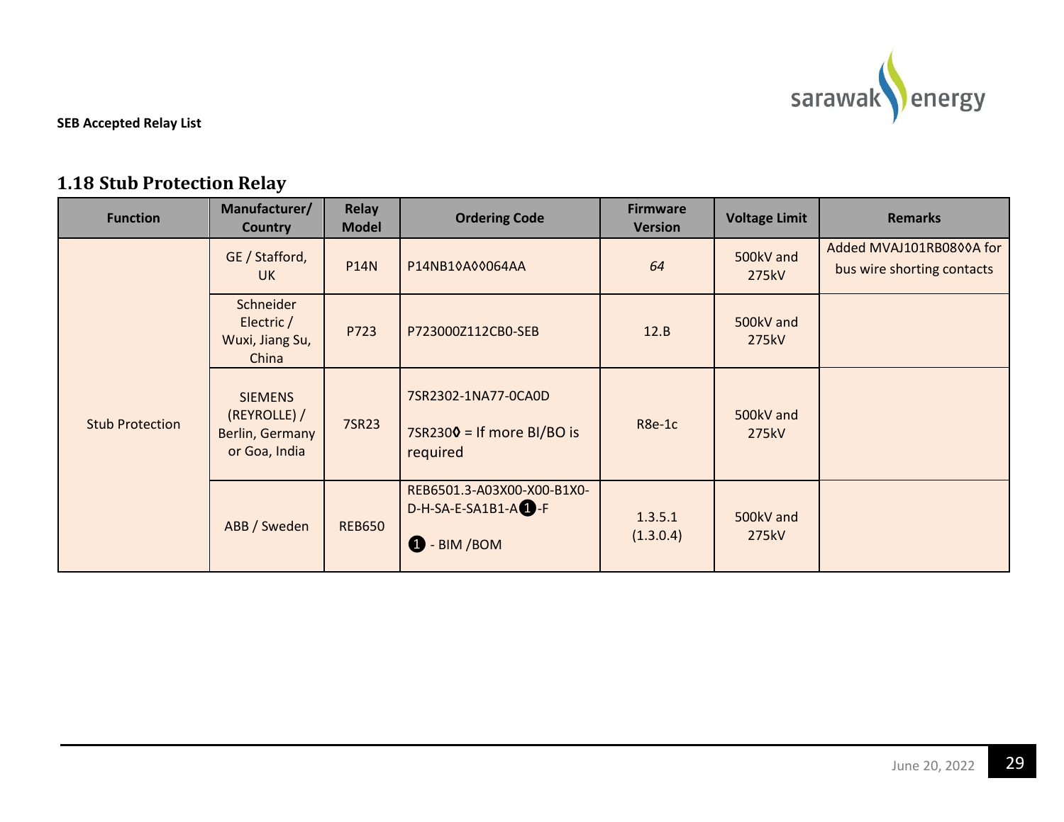SEB Accepted Relay List

## 1.18 Stub Protection Relay

| Function | Manufacturer/ Country | Relay Model | Ordering Code | Firmware Version | Voltage Limit | Remarks |
|---|---|---|---|---|---|---|
| Stub Protection | GE / Stafford, UK | P14N | P14NB1◊A◊◊064AA | *64* | 500kV and 275kV | Added MVAJ101RB08◊◊A for bus wire shorting contacts |
| | Schneider Electric / Wuxi, Jiang Su, China | P723 | P723000Z112CB0-SEB | 12.B | 500kV and 275kV | |
| | SIEMENS (REYROLLE) / Berlin, Germany or Goa, India | 7SR23 | 7SR2302-1NA77-0CA0D<br><br>7SR230◊ = If more BI/BO is required | R8e-1c | 500kV and 275kV | |
| | ABB / Sweden | REB650 | REB6501.3-A03X00-X00-B1X0-D-H-SA-E-SA1B1-A❶-F<br><br>❶ - BIM /BOM | 1.3.5.1 (1.3.0.4) | 500kV and 275kV | |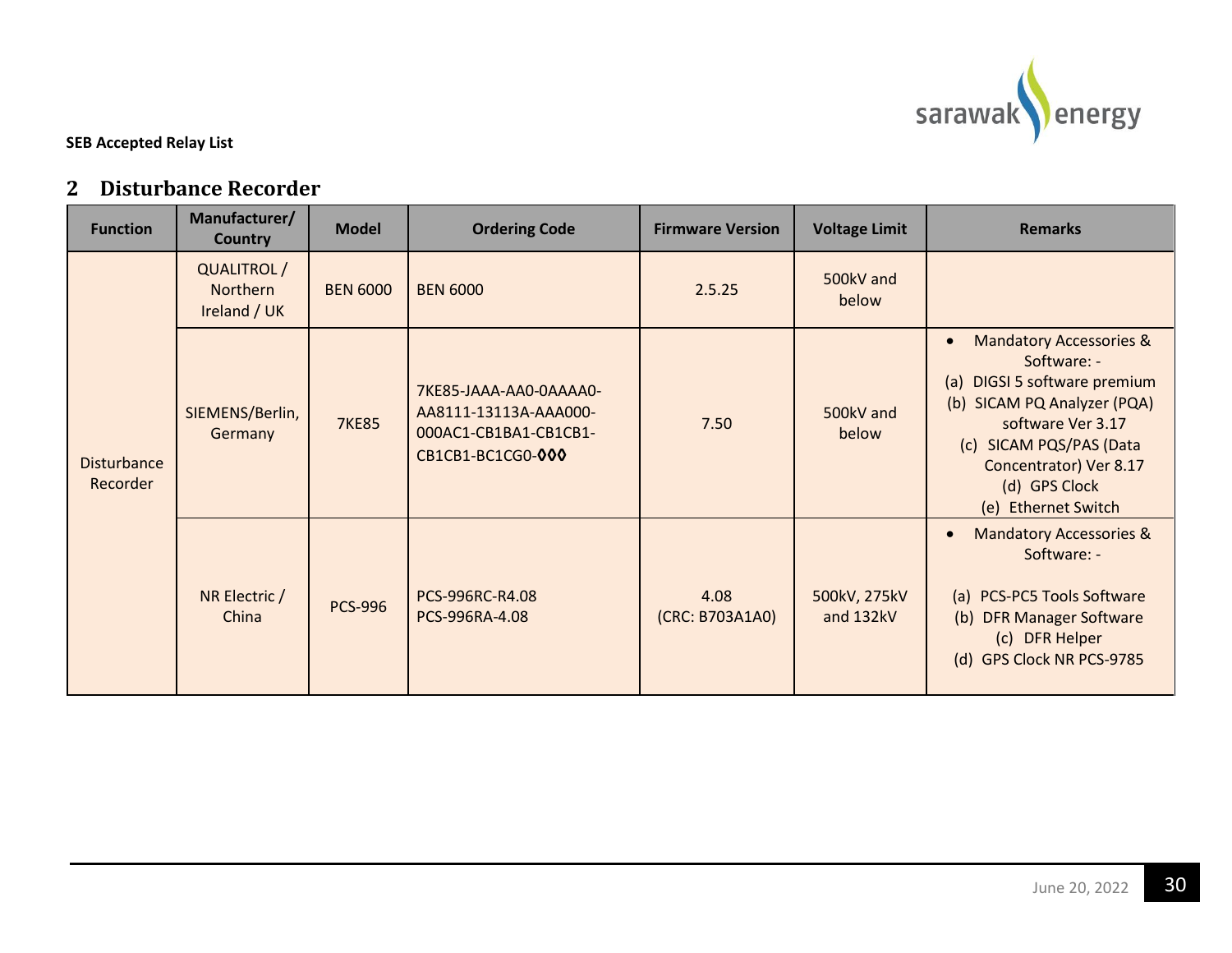SEB Accepted Relay List

## 2 Disturbance Recorder

| Function | Manufacturer/ Country | Model | Ordering Code | Firmware Version | Voltage Limit | Remarks |
|---|---|---|---|---|---|---|
| Disturbance Recorder | QUALITROL / Northern Ireland / UK | BEN 6000 | BEN 6000 | 2.5.25 | 500kV and below | |
| | SIEMENS/Berlin, Germany | 7KE85 | 7KE85-JAAA-AA0-0AAAA0-AA8111-13113A-AAA000-000AC1-CB1BA1-CB1CB1-CB1CB1-BC1CG0-◊◊◊ | 7.50 | 500kV and below | • Mandatory Accessories & Software: - (a) DIGSI 5 software premium (b) SICAM PQ Analyzer (PQA) software Ver 3.17 (c) SICAM PQS/PAS (Data Concentrator) Ver 8.17 (d) GPS Clock (e) Ethernet Switch |
| | NR Electric / China | PCS-996 | PCS-996RC-R4.08 PCS-996RA-4.08 | 4.08 (CRC: B703A1A0) | 500kV, 275kV and 132kV | • Mandatory Accessories & Software: - (a) PCS-PC5 Tools Software (b) DFR Manager Software (c) DFR Helper (d) GPS Clock NR PCS-9785 |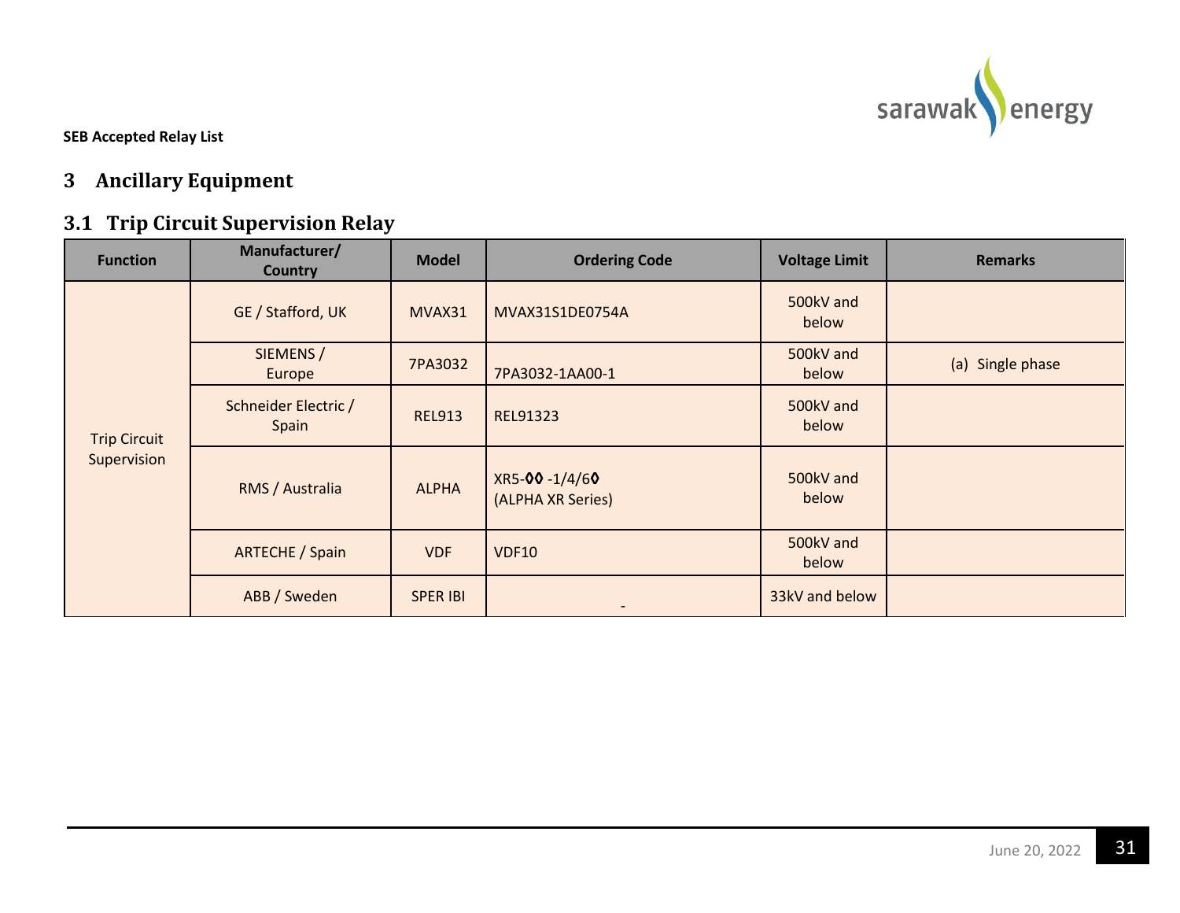SEB Accepted Relay List

# 3 Ancillary Equipment

## 3.1 Trip Circuit Supervision Relay

| Function | Manufacturer/ Country | Model | Ordering Code | Voltage Limit | Remarks |
|---|---|---|---|---|---|
| Trip Circuit Supervision | GE / Stafford, UK | MVAX31 | MVAX31S1DE0754A | 500kV and below | |
| | SIEMENS / Europe | 7PA3032 | 7PA3032-1AA00-1 | 500kV and below | (a) Single phase |
| | Schneider Electric / Spain | REL913 | REL91323 | 500kV and below | |
| | RMS / Australia | ALPHA | XR5-◊◊ -1/4/6◊ (ALPHA XR Series) | 500kV and below | |
| | ARTECHE / Spain | VDF | VDF10 | 500kV and below | |
| | ABB / Sweden | SPER IBI | - | 33kV and below | |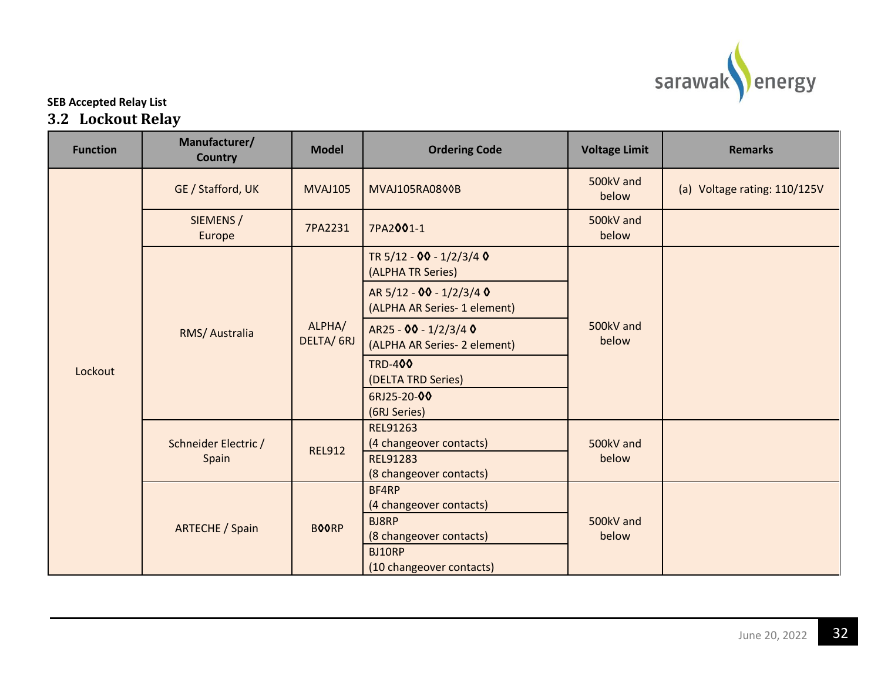**SEB Accepted Relay List**

## 3.2 Lockout Relay

| Function | Manufacturer/ Country | Model | Ordering Code | Voltage Limit | Remarks |
|---|---|---|---|---|---|
| Lockout | GE / Stafford, UK | MVAJ105 | MVAJ105RA08◊◊B | 500kV and below | (a) Voltage rating: 110/125V |
| | SIEMENS / Europe | 7PA2231 | 7PA2◊◊1-1 | 500kV and below | |
| | RMS/ Australia | ALPHA/ DELTA/ 6RJ | TR 5/12 - ◊◊ - 1/2/3/4 ◊ (ALPHA TR Series) | 500kV and below | |
| | | | AR 5/12 - ◊◊ - 1/2/3/4 ◊ (ALPHA AR Series- 1 element) | | |
| | | | AR25 - ◊◊ - 1/2/3/4 ◊ (ALPHA AR Series- 2 element) | | |
| | | | TRD-4◊◊ (DELTA TRD Series) | | |
| | | | 6RJ25-20-◊◊ (6RJ Series) | | |
| | Schneider Electric / Spain | REL912 | REL91263 (4 changeover contacts) | 500kV and below | |
| | | | REL91283 (8 changeover contacts) | | |
| | ARTECHE / Spain | B◊◊RP | BF4RP (4 changeover contacts) | 500kV and below | |
| | | | BJ8RP (8 changeover contacts) | | |
| | | | BJ10RP (10 changeover contacts) | | |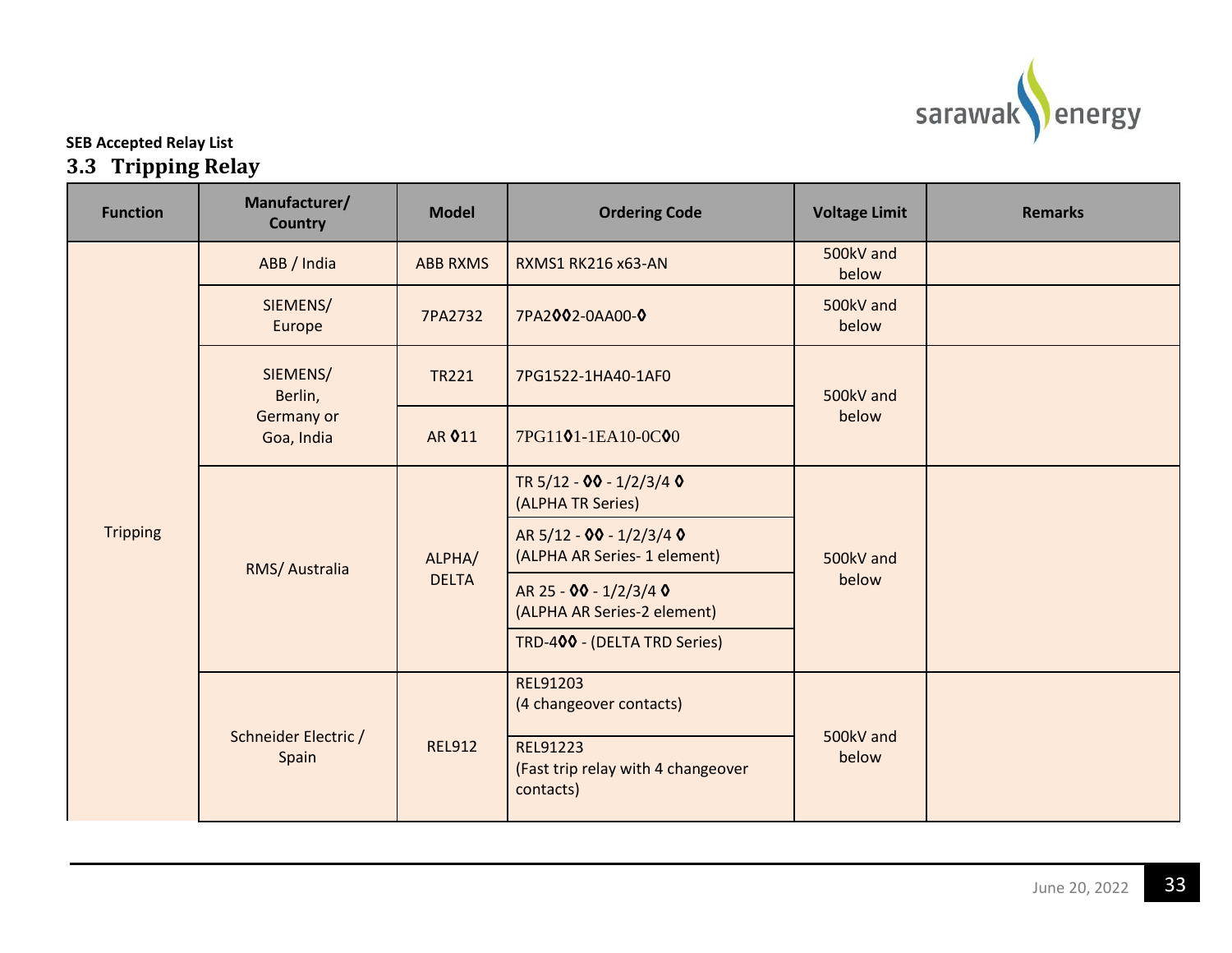**SEB Accepted Relay List**

## 3.3 Tripping Relay

| Function | Manufacturer/ Country | Model | Ordering Code | Voltage Limit | Remarks |
|---|---|---|---|---|---|
| Tripping | ABB / India | ABB RXMS | RXMS1 RK216 x63-AN | 500kV and below | |
| | SIEMENS/ Europe | 7PA2732 | 7PA2◊◊2-0AA00-◊ | 500kV and below | |
| | SIEMENS/ Berlin, Germany or Goa, India | TR221 | 7PG1522-1HA40-1AF0 | 500kV and below | |
| | | AR ◊11 | 7PG11◊1-1EA10-0C◊0 | | |
| | RMS/ Australia | ALPHA/ DELTA | TR 5/12 - ◊◊ - 1/2/3/4 ◊ (ALPHA TR Series) | 500kV and below | |
| | | | AR 5/12 - ◊◊ - 1/2/3/4 ◊ (ALPHA AR Series- 1 element) | | |
| | | | AR 25 - ◊◊ - 1/2/3/4 ◊ (ALPHA AR Series-2 element) | | |
| | | | TRD-4◊◊ - (DELTA TRD Series) | | |
| | Schneider Electric / Spain | REL912 | REL91203 (4 changeover contacts) | 500kV and below | |
| | | | REL91223 (Fast trip relay with 4 changeover contacts) | | |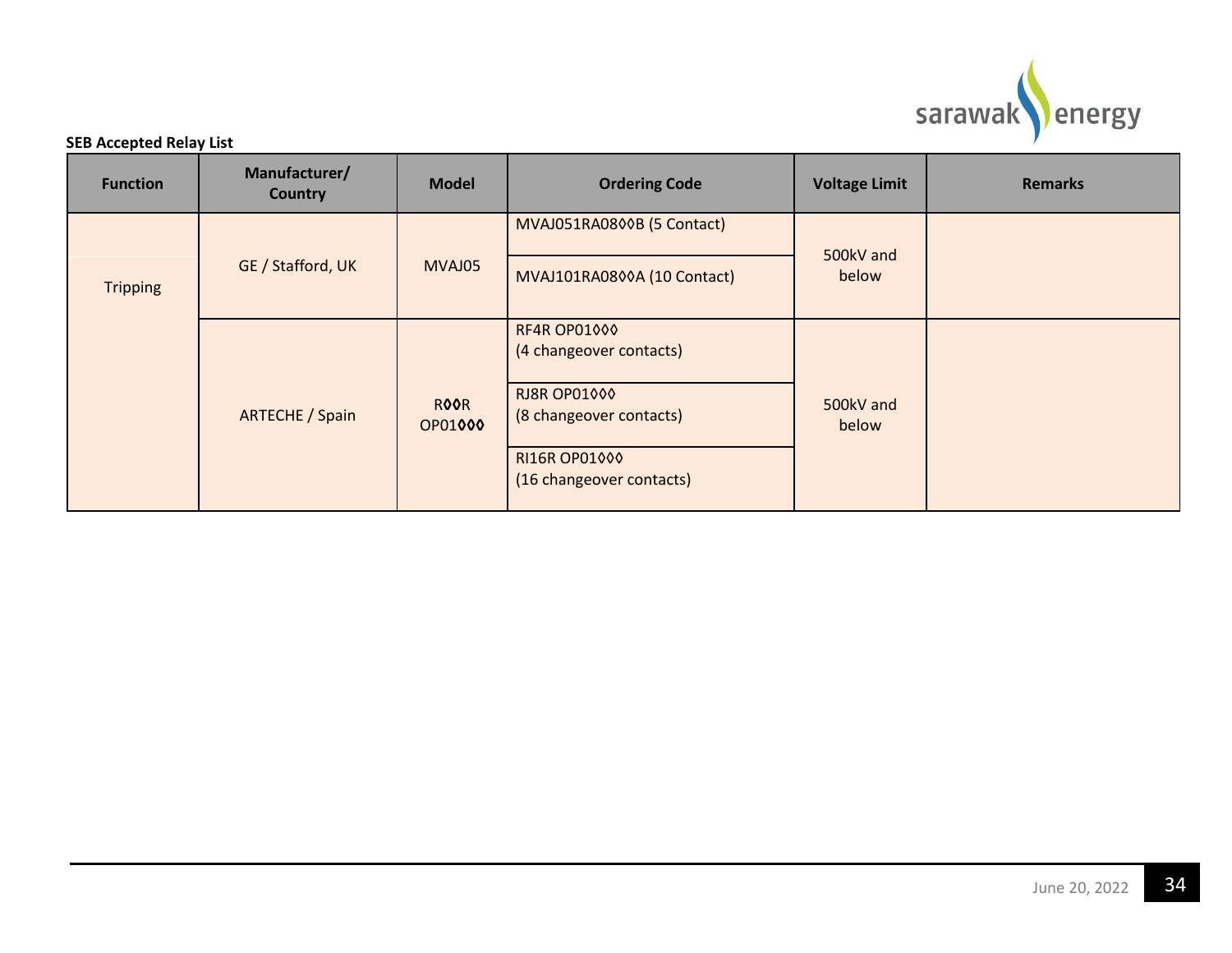**SEB Accepted Relay List**

| Function | Manufacturer/ Country | Model | Ordering Code | Voltage Limit | Remarks |
|---|---|---|---|---|---|
| Tripping | GE / Stafford, UK | MVAJ05 | MVAJ051RA08◊◊B (5 Contact) | 500kV and below | |
| | | | MVAJ101RA08◊◊A (10 Contact) | | |
| | ARTECHE / Spain | R◊◊R OP01◊◊◊ | RF4R OP01◊◊◊ (4 changeover contacts) | 500kV and below | |
| | | | RJ8R OP01◊◊◊ (8 changeover contacts) | | |
| | | | RI16R OP01◊◊◊ (16 changeover contacts) | | |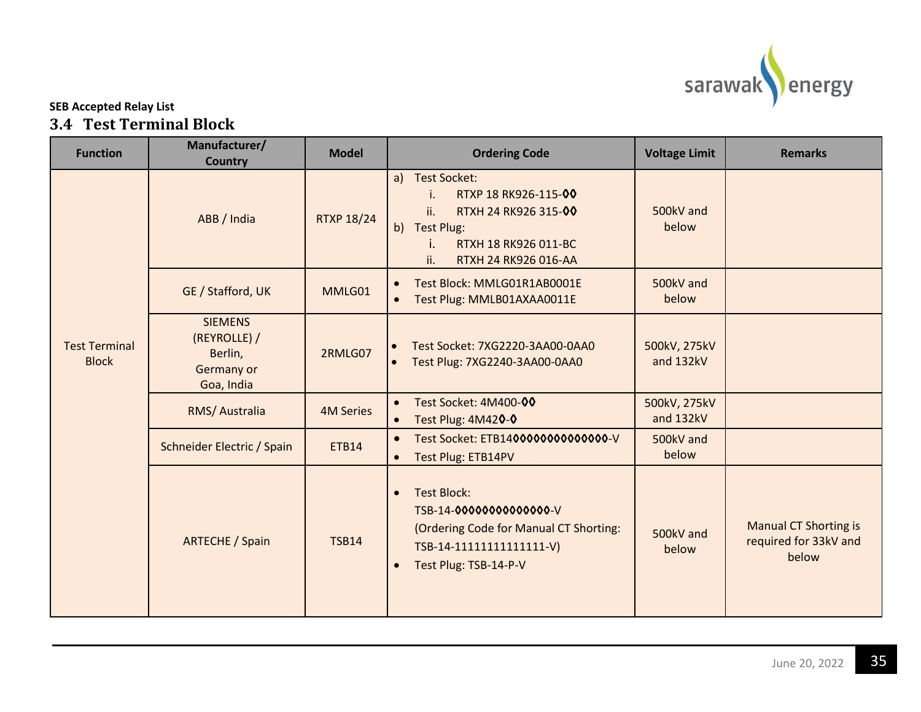**SEB Accepted Relay List**

## 3.4 Test Terminal Block

| Function | Manufacturer/ Country | Model | Ordering Code | Voltage Limit | Remarks |
|---|---|---|---|---|---|
| Test Terminal Block | ABB / India | RTXP 18/24 | a) Test Socket:<br>i. RTXP 18 RK926-115-◊◊<br>ii. RTXH 24 RK926 315-◊◊<br>b) Test Plug:<br>i. RTXH 18 RK926 011-BC<br>ii. RTXH 24 RK926 016-AA | 500kV and below | |
| | GE / Stafford, UK | MMLG01 | • Test Block: MMLG01R1AB0001E<br>• Test Plug: MMLB01AXAA0011E | 500kV and below | |
| | SIEMENS (REYROLLE) / Berlin, Germany or Goa, India | 2RMLG07 | • Test Socket: 7XG2220-3AA00-0AA0<br>• Test Plug: 7XG2240-3AA00-0AA0 | 500kV, 275kV and 132kV | |
| | RMS/ Australia | 4M Series | • Test Socket: 4M400-◊◊<br>• Test Plug: 4M42◊-◊ | 500kV, 275kV and 132kV | |
| | Schneider Electric / Spain | ETB14 | • Test Socket: ETB14◊◊◊◊◊◊◊◊◊◊◊◊◊◊-V<br>• Test Plug: ETB14PV | 500kV and below | |
| | ARTECHE / Spain | TSB14 | • Test Block: TSB-14-◊◊◊◊◊◊◊◊◊◊◊◊◊◊-V (Ordering Code for Manual CT Shorting: TSB-14-11111111111111-V)<br>• Test Plug: TSB-14-P-V | 500kV and below | Manual CT Shorting is required for 33kV and below |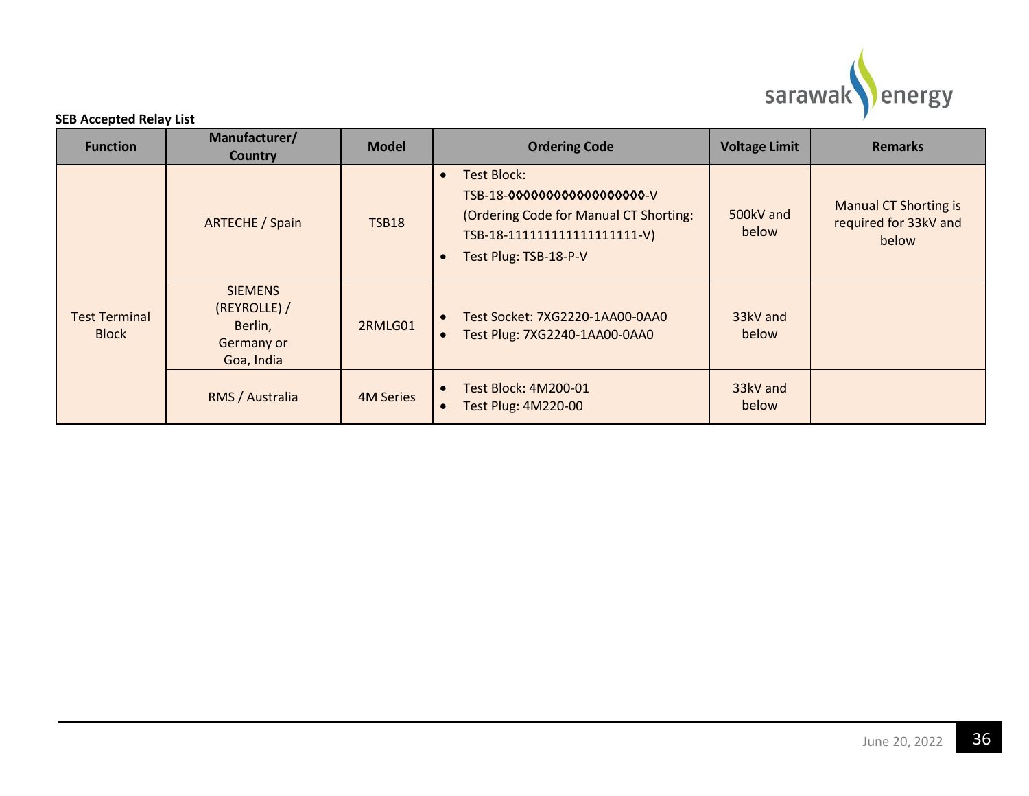**SEB Accepted Relay List**

| Function | Manufacturer/ Country | Model | Ordering Code | Voltage Limit | Remarks |
|---|---|---|---|---|---|
| Test Terminal Block | ARTECHE / Spain | TSB18 | • Test Block: TSB-18-◊◊◊◊◊◊◊◊◊◊◊◊◊◊◊◊◊◊-V (Ordering Code for Manual CT Shorting: TSB-18-111111111111111111-V)<br>• Test Plug: TSB-18-P-V | 500kV and below | Manual CT Shorting is required for 33kV and below |
| | SIEMENS (REYROLLE) / Berlin, Germany or Goa, India | 2RMLG01 | • Test Socket: 7XG2220-1AA00-0AA0<br>• Test Plug: 7XG2240-1AA00-0AA0 | 33kV and below | |
| | RMS / Australia | 4M Series | • Test Block: 4M200-01<br>• Test Plug: 4M220-00 | 33kV and below | |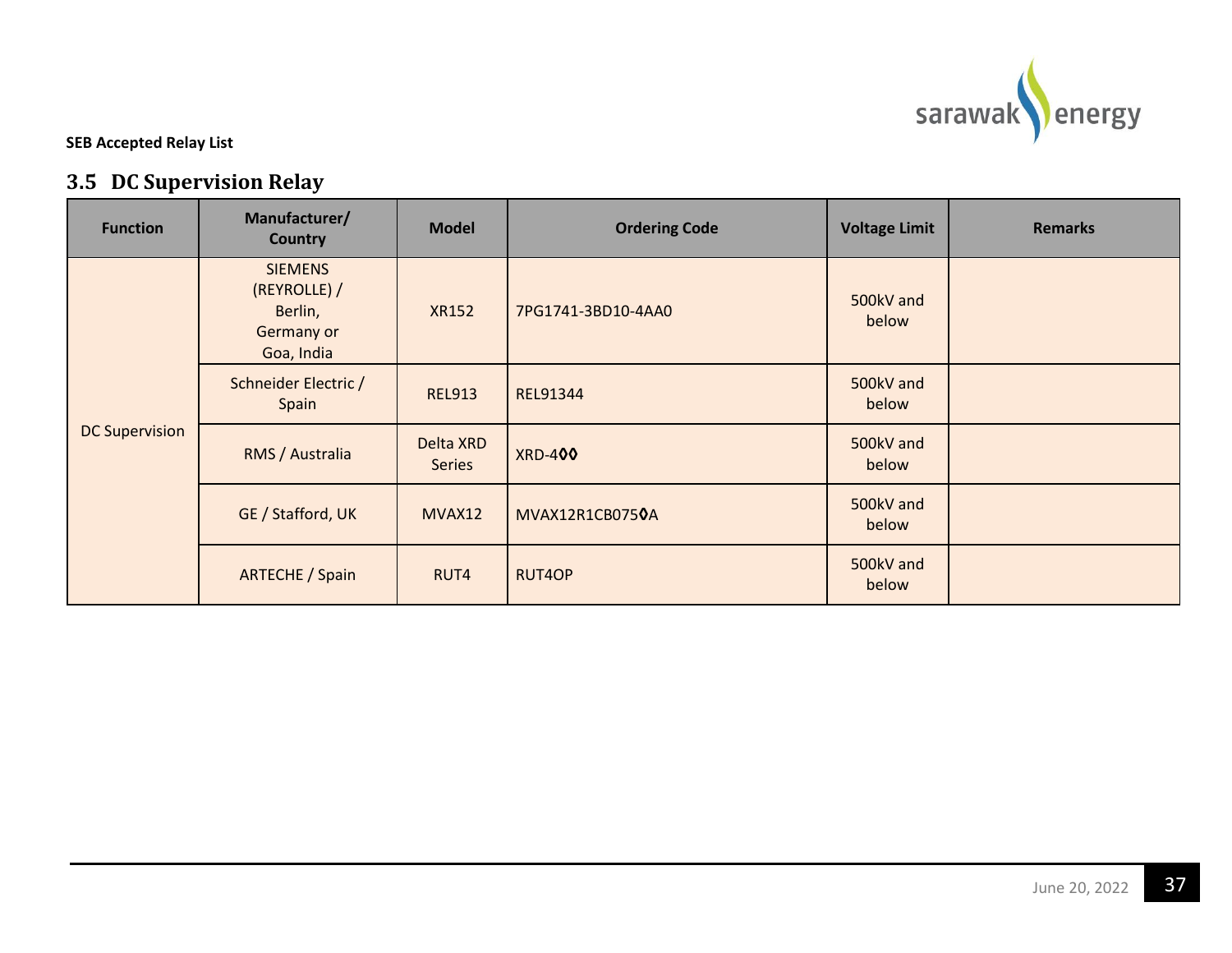**SEB Accepted Relay List**

## 3.5 DC Supervision Relay

| Function | Manufacturer/ Country | Model | Ordering Code | Voltage Limit | Remarks |
|---|---|---|---|---|---|
| DC Supervision | SIEMENS (REYROLLE) / Berlin, Germany or Goa, India | XR152 | 7PG1741-3BD10-4AA0 | 500kV and below | |
| | Schneider Electric / Spain | REL913 | REL91344 | 500kV and below | |
| | RMS / Australia | Delta XRD Series | XRD-4◊◊ | 500kV and below | |
| | GE / Stafford, UK | MVAX12 | MVAX12R1CB075◊A | 500kV and below | |
| | ARTECHE / Spain | RUT4 | RUT4OP | 500kV and below | |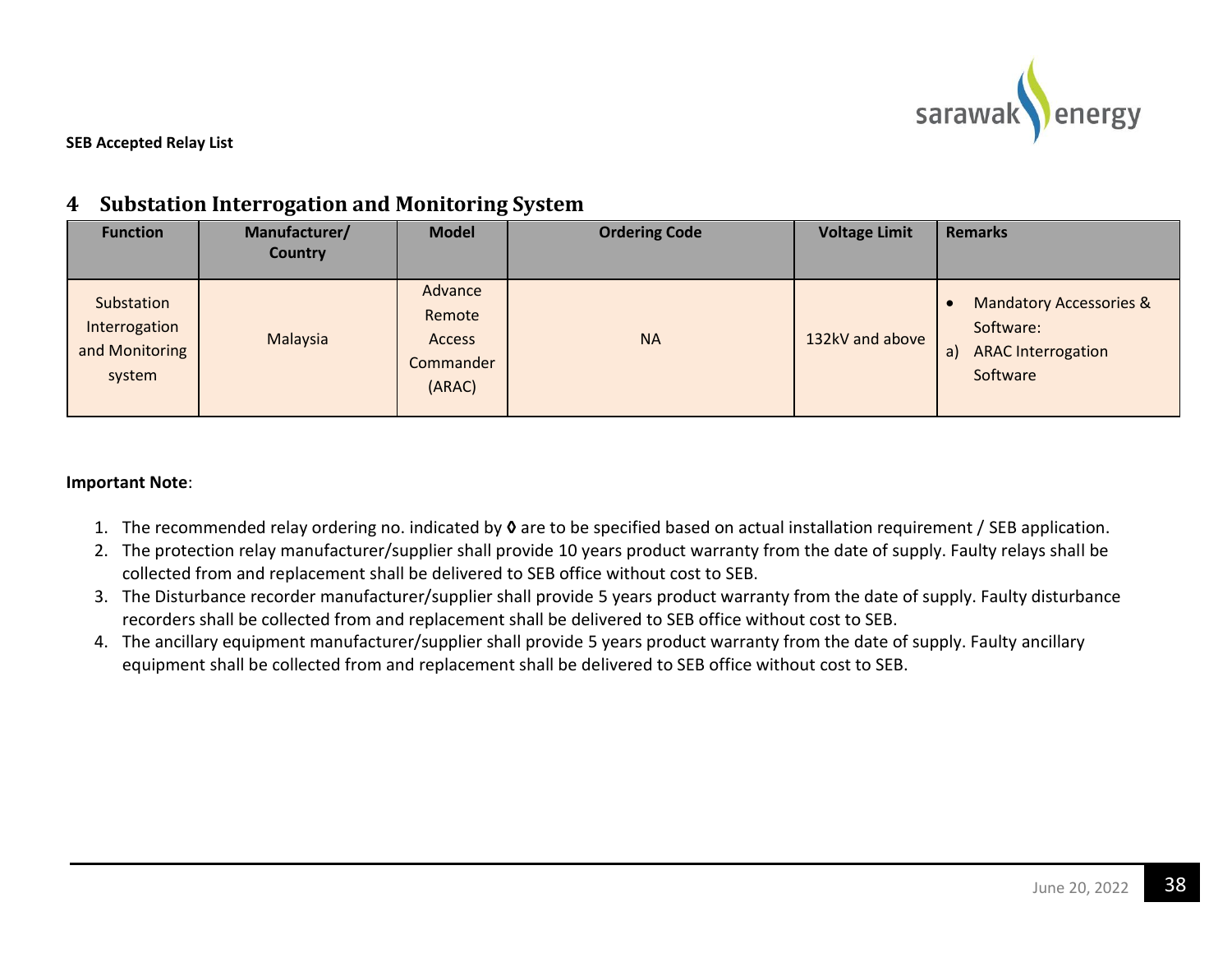**SEB Accepted Relay List**

## 4 Substation Interrogation and Monitoring System

| Function | Manufacturer/ Country | Model | Ordering Code | Voltage Limit | Remarks |
|---|---|---|---|---|---|
| Substation Interrogation and Monitoring system | Malaysia | Advance Remote Access Commander (ARAC) | NA | 132kV and above | • Mandatory Accessories & Software:<br>a) ARAC Interrogation Software |

**Important Note**:

1. The recommended relay ordering no. indicated by ◊ are to be specified based on actual installation requirement / SEB application.
2. The protection relay manufacturer/supplier shall provide 10 years product warranty from the date of supply. Faulty relays shall be collected from and replacement shall be delivered to SEB office without cost to SEB.
3. The Disturbance recorder manufacturer/supplier shall provide 5 years product warranty from the date of supply. Faulty disturbance recorders shall be collected from and replacement shall be delivered to SEB office without cost to SEB.
4. The ancillary equipment manufacturer/supplier shall provide 5 years product warranty from the date of supply. Faulty ancillary equipment shall be collected from and replacement shall be delivered to SEB office without cost to SEB.